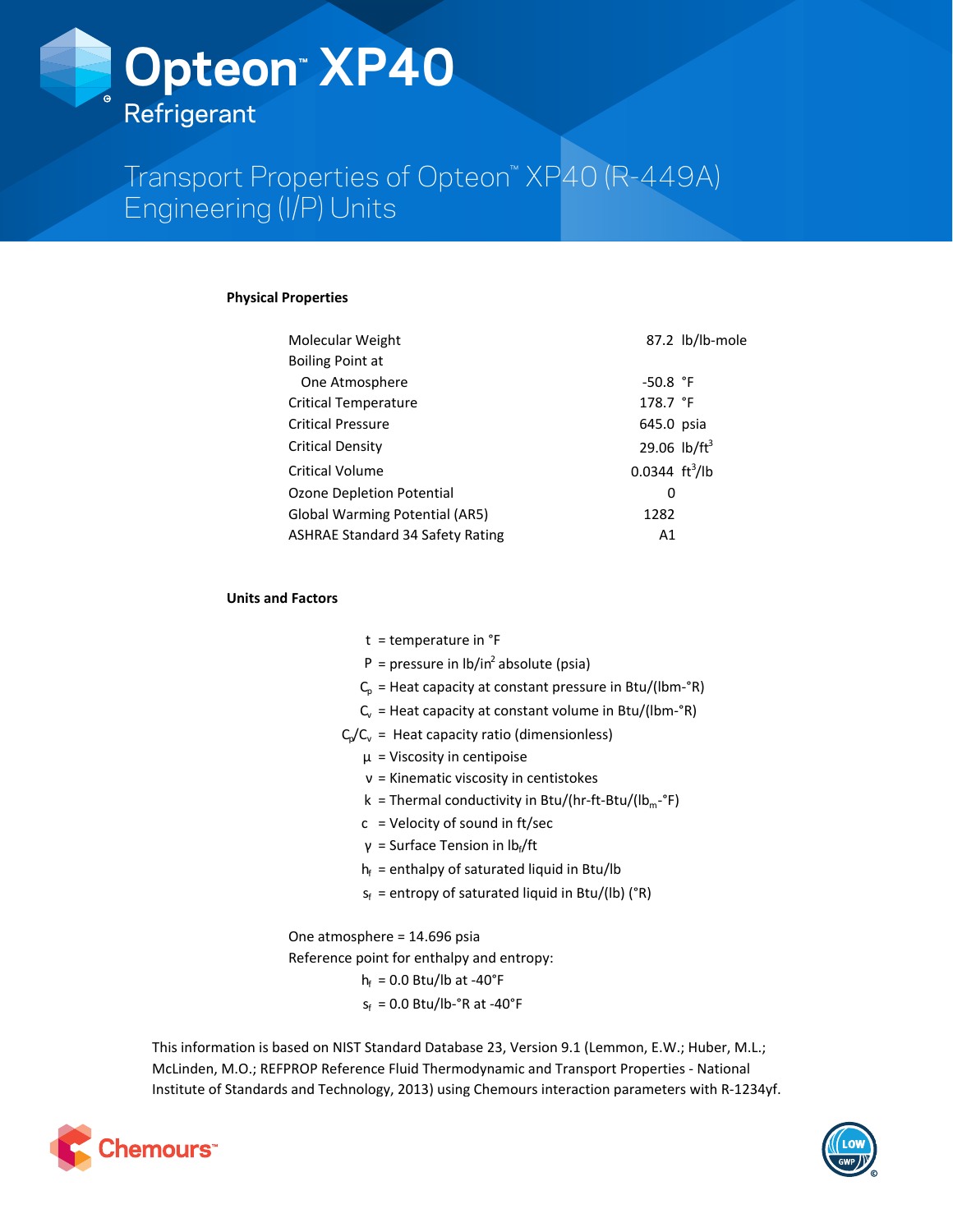# Opteon™ XP40

Refrigerant

## Transport Properties of Opteon™ XP40 (R-449A) Engineering (I/P) Units

### Physical Properties

| | |
|---|---|
| Molecular Weight | 87.2 lb/lb-mole |
| Boiling Point at One Atmosphere | -50.8 °F |
| Critical Temperature | 178.7 °F |
| Critical Pressure | 645.0 psia |
| Critical Density | 29.06 lb/ft$^3$ |
| Critical Volume | 0.0344 ft$^3$/lb |
| Ozone Depletion Potential | 0 |
| Global Warming Potential (AR5) | 1282 |
| ASHRAE Standard 34 Safety Rating | A1 |

### Units and Factors

- $t$ = temperature in °F
- $P$ = pressure in lb/in$^2$ absolute (psia)
- $C_p$ = Heat capacity at constant pressure in Btu/(lbm-°R)
- $C_v$ = Heat capacity at constant volume in Btu/(lbm-°R)
- $C_p/C_v$ = Heat capacity ratio (dimensionless)
- $\mu$ = Viscosity in centipoise
- $\nu$ = Kinematic viscosity in centistokes
- $k$ = Thermal conductivity in Btu/(hr-ft-Btu/(lb$_m$-°F)
- $c$ = Velocity of sound in ft/sec
- $\gamma$ = Surface Tension in lb$_f$/ft
- $h_f$ = enthalpy of saturated liquid in Btu/lb
- $s_f$ = entropy of saturated liquid in Btu/(lb) (°R)

One atmosphere = 14.696 psia

Reference point for enthalpy and entropy:

- $h_f$ = 0.0 Btu/lb at -40°F
- $s_f$ = 0.0 Btu/lb-°R at -40°F

This information is based on NIST Standard Database 23, Version 9.1 (Lemmon, E.W.; Huber, M.L.; McLinden, M.O.; REFPROP Reference Fluid Thermodynamic and Transport Properties - National Institute of Standards and Technology, 2013) using Chemours interaction parameters with R-1234yf.

Chemours™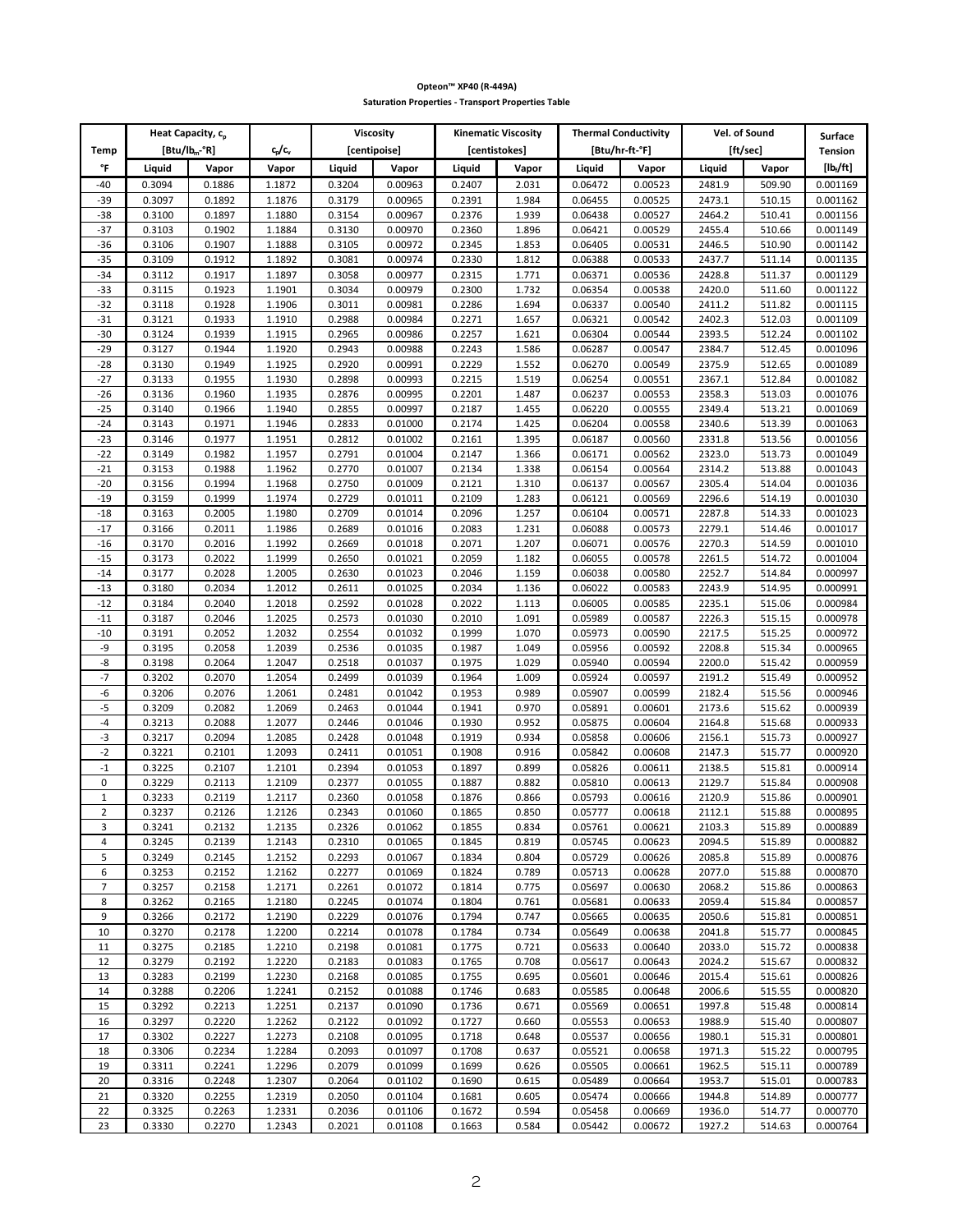**Opteon™ XP40 (R-449A)**

**Saturation Properties - Transport Properties Table**

| Temp | Heat Capacity, $c_p$ [Btu/lb$_m$-°R] | | $c_p/c_v$ | Viscosity [centipoise] | | Kinematic Viscosity [centistokes] | | Thermal Conductivity [Btu/hr-ft-°F] | | Vel. of Sound [ft/sec] | | Surface Tension |
|---|---|---|---|---|---|---|---|---|---|---|---|---|
| °F | Liquid | Vapor | Vapor | Liquid | Vapor | Liquid | Vapor | Liquid | Vapor | Liquid | Vapor | [lb$_f$/ft] |
| -40 | 0.3094 | 0.1886 | 1.1872 | 0.3204 | 0.00963 | 0.2407 | 2.031 | 0.06472 | 0.00523 | 2481.9 | 509.90 | 0.001169 |
| -39 | 0.3097 | 0.1892 | 1.1876 | 0.3179 | 0.00965 | 0.2391 | 1.984 | 0.06455 | 0.00525 | 2473.1 | 510.15 | 0.001162 |
| -38 | 0.3100 | 0.1897 | 1.1880 | 0.3154 | 0.00967 | 0.2376 | 1.939 | 0.06438 | 0.00527 | 2464.2 | 510.41 | 0.001156 |
| -37 | 0.3103 | 0.1902 | 1.1884 | 0.3130 | 0.00970 | 0.2360 | 1.896 | 0.06421 | 0.00529 | 2455.4 | 510.66 | 0.001149 |
| -36 | 0.3106 | 0.1907 | 1.1888 | 0.3105 | 0.00972 | 0.2345 | 1.853 | 0.06405 | 0.00531 | 2446.5 | 510.90 | 0.001142 |
| -35 | 0.3109 | 0.1912 | 1.1892 | 0.3081 | 0.00974 | 0.2330 | 1.812 | 0.06388 | 0.00533 | 2437.7 | 511.14 | 0.001135 |
| -34 | 0.3112 | 0.1917 | 1.1897 | 0.3058 | 0.00977 | 0.2315 | 1.771 | 0.06371 | 0.00536 | 2428.8 | 511.37 | 0.001129 |
| -33 | 0.3115 | 0.1923 | 1.1901 | 0.3034 | 0.00979 | 0.2300 | 1.732 | 0.06354 | 0.00538 | 2420.0 | 511.60 | 0.001122 |
| -32 | 0.3118 | 0.1928 | 1.1906 | 0.3011 | 0.00981 | 0.2286 | 1.694 | 0.06337 | 0.00540 | 2411.2 | 511.82 | 0.001115 |
| -31 | 0.3121 | 0.1933 | 1.1910 | 0.2988 | 0.00984 | 0.2271 | 1.657 | 0.06321 | 0.00542 | 2402.3 | 512.03 | 0.001109 |
| -30 | 0.3124 | 0.1939 | 1.1915 | 0.2965 | 0.00986 | 0.2257 | 1.621 | 0.06304 | 0.00544 | 2393.5 | 512.24 | 0.001102 |
| -29 | 0.3127 | 0.1944 | 1.1920 | 0.2943 | 0.00988 | 0.2243 | 1.586 | 0.06287 | 0.00547 | 2384.7 | 512.45 | 0.001096 |
| -28 | 0.3130 | 0.1949 | 1.1925 | 0.2920 | 0.00991 | 0.2229 | 1.552 | 0.06270 | 0.00549 | 2375.9 | 512.65 | 0.001089 |
| -27 | 0.3133 | 0.1955 | 1.1930 | 0.2898 | 0.00993 | 0.2215 | 1.519 | 0.06254 | 0.00551 | 2367.1 | 512.84 | 0.001082 |
| -26 | 0.3136 | 0.1960 | 1.1935 | 0.2876 | 0.00995 | 0.2201 | 1.487 | 0.06237 | 0.00553 | 2358.3 | 513.03 | 0.001076 |
| -25 | 0.3140 | 0.1966 | 1.1940 | 0.2855 | 0.00997 | 0.2187 | 1.455 | 0.06220 | 0.00555 | 2349.4 | 513.21 | 0.001069 |
| -24 | 0.3143 | 0.1971 | 1.1946 | 0.2833 | 0.01000 | 0.2174 | 1.425 | 0.06204 | 0.00558 | 2340.6 | 513.39 | 0.001063 |
| -23 | 0.3146 | 0.1977 | 1.1951 | 0.2812 | 0.01002 | 0.2161 | 1.395 | 0.06187 | 0.00560 | 2331.8 | 513.56 | 0.001056 |
| -22 | 0.3149 | 0.1982 | 1.1957 | 0.2791 | 0.01004 | 0.2147 | 1.366 | 0.06171 | 0.00562 | 2323.0 | 513.73 | 0.001049 |
| -21 | 0.3153 | 0.1988 | 1.1962 | 0.2770 | 0.01007 | 0.2134 | 1.338 | 0.06154 | 0.00564 | 2314.2 | 513.88 | 0.001043 |
| -20 | 0.3156 | 0.1994 | 1.1968 | 0.2750 | 0.01009 | 0.2121 | 1.310 | 0.06137 | 0.00567 | 2305.4 | 514.04 | 0.001036 |
| -19 | 0.3159 | 0.1999 | 1.1974 | 0.2729 | 0.01011 | 0.2109 | 1.283 | 0.06121 | 0.00569 | 2296.6 | 514.19 | 0.001030 |
| -18 | 0.3163 | 0.2005 | 1.1980 | 0.2709 | 0.01014 | 0.2096 | 1.257 | 0.06104 | 0.00571 | 2287.8 | 514.33 | 0.001023 |
| -17 | 0.3166 | 0.2011 | 1.1986 | 0.2689 | 0.01016 | 0.2083 | 1.231 | 0.06088 | 0.00573 | 2279.1 | 514.46 | 0.001017 |
| -16 | 0.3170 | 0.2016 | 1.1992 | 0.2669 | 0.01018 | 0.2071 | 1.207 | 0.06071 | 0.00576 | 2270.3 | 514.59 | 0.001010 |
| -15 | 0.3173 | 0.2022 | 1.1999 | 0.2650 | 0.01021 | 0.2059 | 1.182 | 0.06055 | 0.00578 | 2261.5 | 514.72 | 0.001004 |
| -14 | 0.3177 | 0.2028 | 1.2005 | 0.2630 | 0.01023 | 0.2046 | 1.159 | 0.06038 | 0.00580 | 2252.7 | 514.84 | 0.000997 |
| -13 | 0.3180 | 0.2034 | 1.2012 | 0.2611 | 0.01025 | 0.2034 | 1.136 | 0.06022 | 0.00583 | 2243.9 | 514.95 | 0.000991 |
| -12 | 0.3184 | 0.2040 | 1.2018 | 0.2592 | 0.01028 | 0.2022 | 1.113 | 0.06005 | 0.00585 | 2235.1 | 515.06 | 0.000984 |
| -11 | 0.3187 | 0.2046 | 1.2025 | 0.2573 | 0.01030 | 0.2010 | 1.091 | 0.05989 | 0.00587 | 2226.3 | 515.15 | 0.000978 |
| -10 | 0.3191 | 0.2052 | 1.2032 | 0.2554 | 0.01032 | 0.1999 | 1.070 | 0.05973 | 0.00590 | 2217.5 | 515.25 | 0.000972 |
| -9 | 0.3195 | 0.2058 | 1.2039 | 0.2536 | 0.01035 | 0.1987 | 1.049 | 0.05956 | 0.00592 | 2208.8 | 515.34 | 0.000965 |
| -8 | 0.3198 | 0.2064 | 1.2047 | 0.2518 | 0.01037 | 0.1975 | 1.029 | 0.05940 | 0.00594 | 2200.0 | 515.42 | 0.000959 |
| -7 | 0.3202 | 0.2070 | 1.2054 | 0.2499 | 0.01039 | 0.1964 | 1.009 | 0.05924 | 0.00597 | 2191.2 | 515.49 | 0.000952 |
| -6 | 0.3206 | 0.2076 | 1.2061 | 0.2481 | 0.01042 | 0.1953 | 0.989 | 0.05907 | 0.00599 | 2182.4 | 515.56 | 0.000946 |
| -5 | 0.3209 | 0.2082 | 1.2069 | 0.2463 | 0.01044 | 0.1941 | 0.970 | 0.05891 | 0.00601 | 2173.6 | 515.62 | 0.000939 |
| -4 | 0.3213 | 0.2088 | 1.2077 | 0.2446 | 0.01046 | 0.1930 | 0.952 | 0.05875 | 0.00604 | 2164.8 | 515.68 | 0.000933 |
| -3 | 0.3217 | 0.2094 | 1.2085 | 0.2428 | 0.01048 | 0.1919 | 0.934 | 0.05858 | 0.00606 | 2156.1 | 515.73 | 0.000927 |
| -2 | 0.3221 | 0.2101 | 1.2093 | 0.2411 | 0.01051 | 0.1908 | 0.916 | 0.05842 | 0.00608 | 2147.3 | 515.77 | 0.000920 |
| -1 | 0.3225 | 0.2107 | 1.2101 | 0.2394 | 0.01053 | 0.1897 | 0.899 | 0.05826 | 0.00611 | 2138.5 | 515.81 | 0.000914 |
| 0 | 0.3229 | 0.2113 | 1.2109 | 0.2377 | 0.01055 | 0.1887 | 0.882 | 0.05810 | 0.00613 | 2129.7 | 515.84 | 0.000908 |
| 1 | 0.3233 | 0.2119 | 1.2117 | 0.2360 | 0.01058 | 0.1876 | 0.866 | 0.05793 | 0.00616 | 2120.9 | 515.86 | 0.000901 |
| 2 | 0.3237 | 0.2126 | 1.2126 | 0.2343 | 0.01060 | 0.1865 | 0.850 | 0.05777 | 0.00618 | 2112.1 | 515.88 | 0.000895 |
| 3 | 0.3241 | 0.2132 | 1.2135 | 0.2326 | 0.01062 | 0.1855 | 0.834 | 0.05761 | 0.00621 | 2103.3 | 515.89 | 0.000889 |
| 4 | 0.3245 | 0.2139 | 1.2143 | 0.2310 | 0.01065 | 0.1845 | 0.819 | 0.05745 | 0.00623 | 2094.5 | 515.89 | 0.000882 |
| 5 | 0.3249 | 0.2145 | 1.2152 | 0.2293 | 0.01067 | 0.1834 | 0.804 | 0.05729 | 0.00626 | 2085.8 | 515.89 | 0.000876 |
| 6 | 0.3253 | 0.2152 | 1.2162 | 0.2277 | 0.01069 | 0.1824 | 0.789 | 0.05713 | 0.00628 | 2077.0 | 515.88 | 0.000870 |
| 7 | 0.3257 | 0.2158 | 1.2171 | 0.2261 | 0.01072 | 0.1814 | 0.775 | 0.05697 | 0.00630 | 2068.2 | 515.86 | 0.000863 |
| 8 | 0.3262 | 0.2165 | 1.2180 | 0.2245 | 0.01074 | 0.1804 | 0.761 | 0.05681 | 0.00633 | 2059.4 | 515.84 | 0.000857 |
| 9 | 0.3266 | 0.2172 | 1.2190 | 0.2229 | 0.01076 | 0.1794 | 0.747 | 0.05665 | 0.00635 | 2050.6 | 515.81 | 0.000851 |
| 10 | 0.3270 | 0.2178 | 1.2200 | 0.2214 | 0.01078 | 0.1784 | 0.734 | 0.05649 | 0.00638 | 2041.8 | 515.77 | 0.000845 |
| 11 | 0.3275 | 0.2185 | 1.2210 | 0.2198 | 0.01081 | 0.1775 | 0.721 | 0.05633 | 0.00640 | 2033.0 | 515.72 | 0.000838 |
| 12 | 0.3279 | 0.2192 | 1.2220 | 0.2183 | 0.01083 | 0.1765 | 0.708 | 0.05617 | 0.00643 | 2024.2 | 515.67 | 0.000832 |
| 13 | 0.3283 | 0.2199 | 1.2230 | 0.2168 | 0.01085 | 0.1755 | 0.695 | 0.05601 | 0.00646 | 2015.4 | 515.61 | 0.000826 |
| 14 | 0.3288 | 0.2206 | 1.2241 | 0.2152 | 0.01088 | 0.1746 | 0.683 | 0.05585 | 0.00648 | 2006.6 | 515.55 | 0.000820 |
| 15 | 0.3292 | 0.2213 | 1.2251 | 0.2137 | 0.01090 | 0.1736 | 0.671 | 0.05569 | 0.00651 | 1997.8 | 515.48 | 0.000814 |
| 16 | 0.3297 | 0.2220 | 1.2262 | 0.2122 | 0.01092 | 0.1727 | 0.660 | 0.05553 | 0.00653 | 1988.9 | 515.40 | 0.000807 |
| 17 | 0.3302 | 0.2227 | 1.2273 | 0.2108 | 0.01095 | 0.1718 | 0.648 | 0.05537 | 0.00656 | 1980.1 | 515.31 | 0.000801 |
| 18 | 0.3306 | 0.2234 | 1.2284 | 0.2093 | 0.01097 | 0.1708 | 0.637 | 0.05521 | 0.00658 | 1971.3 | 515.22 | 0.000795 |
| 19 | 0.3311 | 0.2241 | 1.2296 | 0.2079 | 0.01099 | 0.1699 | 0.626 | 0.05505 | 0.00661 | 1962.5 | 515.11 | 0.000789 |
| 20 | 0.3316 | 0.2248 | 1.2307 | 0.2064 | 0.01102 | 0.1690 | 0.615 | 0.05489 | 0.00664 | 1953.7 | 515.01 | 0.000783 |
| 21 | 0.3320 | 0.2255 | 1.2319 | 0.2050 | 0.01104 | 0.1681 | 0.605 | 0.05474 | 0.00666 | 1944.8 | 514.89 | 0.000777 |
| 22 | 0.3325 | 0.2263 | 1.2331 | 0.2036 | 0.01106 | 0.1672 | 0.594 | 0.05458 | 0.00669 | 1936.0 | 514.77 | 0.000770 |
| 23 | 0.3330 | 0.2270 | 1.2343 | 0.2021 | 0.01108 | 0.1663 | 0.584 | 0.05442 | 0.00672 | 1927.2 | 514.63 | 0.000764 |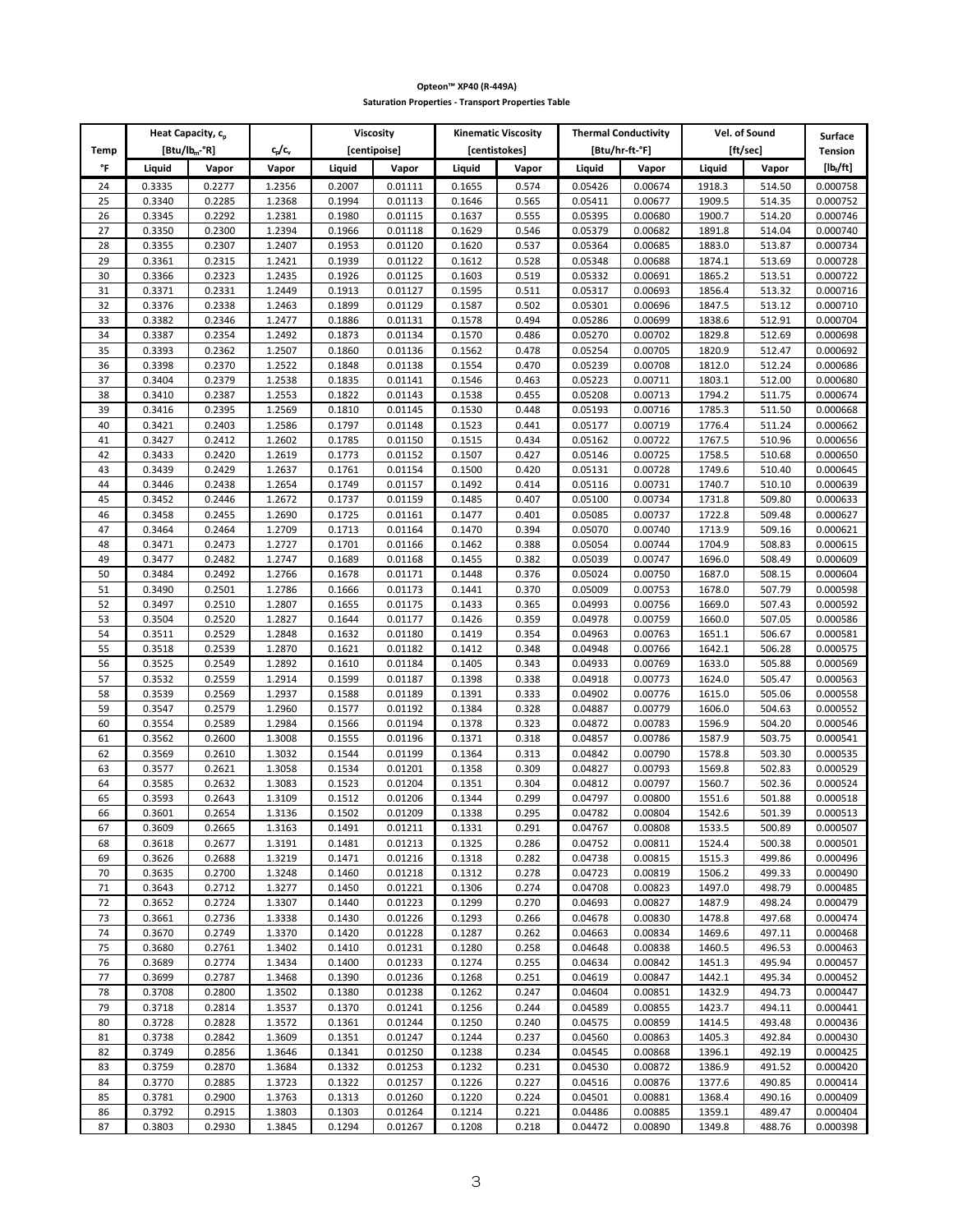**Opteon™ XP40 (R-449A)**

**Saturation Properties - Transport Properties Table**

| Temp | Heat Capacity, $c_p$ [Btu/lb$_m$-°R] | | $c_p/c_v$ | Viscosity [centipoise] | | Kinematic Viscosity [centistokes] | | Thermal Conductivity [Btu/hr-ft-°F] | | Vel. of Sound [ft/sec] | | Surface Tension |
|---|---|---|---|---|---|---|---|---|---|---|---|---|
| °F | Liquid | Vapor | Vapor | Liquid | Vapor | Liquid | Vapor | Liquid | Vapor | Liquid | Vapor | [lb$_f$/ft] |
| 24 | 0.3335 | 0.2277 | 1.2356 | 0.2007 | 0.01111 | 0.1655 | 0.574 | 0.05426 | 0.00674 | 1918.3 | 514.50 | 0.000758 |
| 25 | 0.3340 | 0.2285 | 1.2368 | 0.1994 | 0.01113 | 0.1646 | 0.565 | 0.05411 | 0.00677 | 1909.5 | 514.35 | 0.000752 |
| 26 | 0.3345 | 0.2292 | 1.2381 | 0.1980 | 0.01115 | 0.1637 | 0.555 | 0.05395 | 0.00680 | 1900.7 | 514.20 | 0.000746 |
| 27 | 0.3350 | 0.2300 | 1.2394 | 0.1966 | 0.01118 | 0.1629 | 0.546 | 0.05379 | 0.00682 | 1891.8 | 514.04 | 0.000740 |
| 28 | 0.3355 | 0.2307 | 1.2407 | 0.1953 | 0.01120 | 0.1620 | 0.537 | 0.05364 | 0.00685 | 1883.0 | 513.87 | 0.000734 |
| 29 | 0.3361 | 0.2315 | 1.2421 | 0.1939 | 0.01122 | 0.1612 | 0.528 | 0.05348 | 0.00688 | 1874.1 | 513.69 | 0.000728 |
| 30 | 0.3366 | 0.2323 | 1.2435 | 0.1926 | 0.01125 | 0.1603 | 0.519 | 0.05332 | 0.00691 | 1865.2 | 513.51 | 0.000722 |
| 31 | 0.3371 | 0.2331 | 1.2449 | 0.1913 | 0.01127 | 0.1595 | 0.511 | 0.05317 | 0.00693 | 1856.4 | 513.32 | 0.000716 |
| 32 | 0.3376 | 0.2338 | 1.2463 | 0.1899 | 0.01129 | 0.1587 | 0.502 | 0.05301 | 0.00696 | 1847.5 | 513.12 | 0.000710 |
| 33 | 0.3382 | 0.2346 | 1.2477 | 0.1886 | 0.01131 | 0.1578 | 0.494 | 0.05286 | 0.00699 | 1838.6 | 512.91 | 0.000704 |
| 34 | 0.3387 | 0.2354 | 1.2492 | 0.1873 | 0.01134 | 0.1570 | 0.486 | 0.05270 | 0.00702 | 1829.8 | 512.69 | 0.000698 |
| 35 | 0.3393 | 0.2362 | 1.2507 | 0.1860 | 0.01136 | 0.1562 | 0.478 | 0.05254 | 0.00705 | 1820.9 | 512.47 | 0.000692 |
| 36 | 0.3398 | 0.2370 | 1.2522 | 0.1848 | 0.01138 | 0.1554 | 0.470 | 0.05239 | 0.00708 | 1812.0 | 512.24 | 0.000686 |
| 37 | 0.3404 | 0.2379 | 1.2538 | 0.1835 | 0.01141 | 0.1546 | 0.463 | 0.05223 | 0.00711 | 1803.1 | 512.00 | 0.000680 |
| 38 | 0.3410 | 0.2387 | 1.2553 | 0.1822 | 0.01143 | 0.1538 | 0.455 | 0.05208 | 0.00713 | 1794.2 | 511.75 | 0.000674 |
| 39 | 0.3416 | 0.2395 | 1.2569 | 0.1810 | 0.01145 | 0.1530 | 0.448 | 0.05193 | 0.00716 | 1785.3 | 511.50 | 0.000668 |
| 40 | 0.3421 | 0.2403 | 1.2586 | 0.1797 | 0.01148 | 0.1523 | 0.441 | 0.05177 | 0.00719 | 1776.4 | 511.24 | 0.000662 |
| 41 | 0.3427 | 0.2412 | 1.2602 | 0.1785 | 0.01150 | 0.1515 | 0.434 | 0.05162 | 0.00722 | 1767.5 | 510.96 | 0.000656 |
| 42 | 0.3433 | 0.2420 | 1.2619 | 0.1773 | 0.01152 | 0.1507 | 0.427 | 0.05146 | 0.00725 | 1758.5 | 510.68 | 0.000650 |
| 43 | 0.3439 | 0.2429 | 1.2637 | 0.1761 | 0.01154 | 0.1500 | 0.420 | 0.05131 | 0.00728 | 1749.6 | 510.40 | 0.000645 |
| 44 | 0.3446 | 0.2438 | 1.2654 | 0.1749 | 0.01157 | 0.1492 | 0.414 | 0.05116 | 0.00731 | 1740.7 | 510.10 | 0.000639 |
| 45 | 0.3452 | 0.2446 | 1.2672 | 0.1737 | 0.01159 | 0.1485 | 0.407 | 0.05100 | 0.00734 | 1731.8 | 509.80 | 0.000633 |
| 46 | 0.3458 | 0.2455 | 1.2690 | 0.1725 | 0.01161 | 0.1477 | 0.401 | 0.05085 | 0.00737 | 1722.8 | 509.48 | 0.000627 |
| 47 | 0.3464 | 0.2464 | 1.2709 | 0.1713 | 0.01164 | 0.1470 | 0.394 | 0.05070 | 0.00740 | 1713.9 | 509.16 | 0.000621 |
| 48 | 0.3471 | 0.2473 | 1.2727 | 0.1701 | 0.01166 | 0.1462 | 0.388 | 0.05054 | 0.00744 | 1704.9 | 508.83 | 0.000615 |
| 49 | 0.3477 | 0.2482 | 1.2747 | 0.1689 | 0.01168 | 0.1455 | 0.382 | 0.05039 | 0.00747 | 1696.0 | 508.49 | 0.000609 |
| 50 | 0.3484 | 0.2492 | 1.2766 | 0.1678 | 0.01171 | 0.1448 | 0.376 | 0.05024 | 0.00750 | 1687.0 | 508.15 | 0.000604 |
| 51 | 0.3490 | 0.2501 | 1.2786 | 0.1666 | 0.01173 | 0.1441 | 0.370 | 0.05009 | 0.00753 | 1678.0 | 507.79 | 0.000598 |
| 52 | 0.3497 | 0.2510 | 1.2807 | 0.1655 | 0.01175 | 0.1433 | 0.365 | 0.04993 | 0.00756 | 1669.0 | 507.43 | 0.000592 |
| 53 | 0.3504 | 0.2520 | 1.2827 | 0.1644 | 0.01177 | 0.1426 | 0.359 | 0.04978 | 0.00759 | 1660.0 | 507.05 | 0.000586 |
| 54 | 0.3511 | 0.2529 | 1.2848 | 0.1632 | 0.01180 | 0.1419 | 0.354 | 0.04963 | 0.00763 | 1651.1 | 506.67 | 0.000581 |
| 55 | 0.3518 | 0.2539 | 1.2870 | 0.1621 | 0.01182 | 0.1412 | 0.348 | 0.04948 | 0.00766 | 1642.1 | 506.28 | 0.000575 |
| 56 | 0.3525 | 0.2549 | 1.2892 | 0.1610 | 0.01184 | 0.1405 | 0.343 | 0.04933 | 0.00769 | 1633.0 | 505.88 | 0.000569 |
| 57 | 0.3532 | 0.2559 | 1.2914 | 0.1599 | 0.01187 | 0.1398 | 0.338 | 0.04918 | 0.00773 | 1624.0 | 505.47 | 0.000563 |
| 58 | 0.3539 | 0.2569 | 1.2937 | 0.1588 | 0.01189 | 0.1391 | 0.333 | 0.04902 | 0.00776 | 1615.0 | 505.06 | 0.000558 |
| 59 | 0.3547 | 0.2579 | 1.2960 | 0.1577 | 0.01192 | 0.1384 | 0.328 | 0.04887 | 0.00779 | 1606.0 | 504.63 | 0.000552 |
| 60 | 0.3554 | 0.2589 | 1.2984 | 0.1566 | 0.01194 | 0.1378 | 0.323 | 0.04872 | 0.00783 | 1596.9 | 504.20 | 0.000546 |
| 61 | 0.3562 | 0.2600 | 1.3008 | 0.1555 | 0.01196 | 0.1371 | 0.318 | 0.04857 | 0.00786 | 1587.9 | 503.75 | 0.000541 |
| 62 | 0.3569 | 0.2610 | 1.3032 | 0.1544 | 0.01199 | 0.1364 | 0.313 | 0.04842 | 0.00790 | 1578.8 | 503.30 | 0.000535 |
| 63 | 0.3577 | 0.2621 | 1.3058 | 0.1534 | 0.01201 | 0.1358 | 0.309 | 0.04827 | 0.00793 | 1569.8 | 502.83 | 0.000529 |
| 64 | 0.3585 | 0.2632 | 1.3083 | 0.1523 | 0.01204 | 0.1351 | 0.304 | 0.04812 | 0.00797 | 1560.7 | 502.36 | 0.000524 |
| 65 | 0.3593 | 0.2643 | 1.3109 | 0.1512 | 0.01206 | 0.1344 | 0.299 | 0.04797 | 0.00800 | 1551.6 | 501.88 | 0.000518 |
| 66 | 0.3601 | 0.2654 | 1.3136 | 0.1502 | 0.01209 | 0.1338 | 0.295 | 0.04782 | 0.00804 | 1542.6 | 501.39 | 0.000513 |
| 67 | 0.3609 | 0.2665 | 1.3163 | 0.1491 | 0.01211 | 0.1331 | 0.291 | 0.04767 | 0.00808 | 1533.5 | 500.89 | 0.000507 |
| 68 | 0.3618 | 0.2677 | 1.3191 | 0.1481 | 0.01213 | 0.1325 | 0.286 | 0.04752 | 0.00811 | 1524.4 | 500.38 | 0.000501 |
| 69 | 0.3626 | 0.2688 | 1.3219 | 0.1471 | 0.01216 | 0.1318 | 0.282 | 0.04738 | 0.00815 | 1515.3 | 499.86 | 0.000496 |
| 70 | 0.3635 | 0.2700 | 1.3248 | 0.1460 | 0.01218 | 0.1312 | 0.278 | 0.04723 | 0.00819 | 1506.2 | 499.33 | 0.000490 |
| 71 | 0.3643 | 0.2712 | 1.3277 | 0.1450 | 0.01221 | 0.1306 | 0.274 | 0.04708 | 0.00823 | 1497.0 | 498.79 | 0.000485 |
| 72 | 0.3652 | 0.2724 | 1.3307 | 0.1440 | 0.01223 | 0.1299 | 0.270 | 0.04693 | 0.00827 | 1487.9 | 498.24 | 0.000479 |
| 73 | 0.3661 | 0.2736 | 1.3338 | 0.1430 | 0.01226 | 0.1293 | 0.266 | 0.04678 | 0.00830 | 1478.8 | 497.68 | 0.000474 |
| 74 | 0.3670 | 0.2749 | 1.3370 | 0.1420 | 0.01228 | 0.1287 | 0.262 | 0.04663 | 0.00834 | 1469.6 | 497.11 | 0.000468 |
| 75 | 0.3680 | 0.2761 | 1.3402 | 0.1410 | 0.01231 | 0.1280 | 0.258 | 0.04648 | 0.00838 | 1460.5 | 496.53 | 0.000463 |
| 76 | 0.3689 | 0.2774 | 1.3434 | 0.1400 | 0.01233 | 0.1274 | 0.255 | 0.04634 | 0.00842 | 1451.3 | 495.94 | 0.000457 |
| 77 | 0.3699 | 0.2787 | 1.3468 | 0.1390 | 0.01236 | 0.1268 | 0.251 | 0.04619 | 0.00847 | 1442.1 | 495.34 | 0.000452 |
| 78 | 0.3708 | 0.2800 | 1.3502 | 0.1380 | 0.01238 | 0.1262 | 0.247 | 0.04604 | 0.00851 | 1432.9 | 494.73 | 0.000447 |
| 79 | 0.3718 | 0.2814 | 1.3537 | 0.1370 | 0.01241 | 0.1256 | 0.244 | 0.04589 | 0.00855 | 1423.7 | 494.11 | 0.000441 |
| 80 | 0.3728 | 0.2828 | 1.3572 | 0.1361 | 0.01244 | 0.1250 | 0.240 | 0.04575 | 0.00859 | 1414.5 | 493.48 | 0.000436 |
| 81 | 0.3738 | 0.2842 | 1.3609 | 0.1351 | 0.01247 | 0.1244 | 0.237 | 0.04560 | 0.00863 | 1405.3 | 492.84 | 0.000430 |
| 82 | 0.3749 | 0.2856 | 1.3646 | 0.1341 | 0.01250 | 0.1238 | 0.234 | 0.04545 | 0.00868 | 1396.1 | 492.19 | 0.000425 |
| 83 | 0.3759 | 0.2870 | 1.3684 | 0.1332 | 0.01253 | 0.1232 | 0.231 | 0.04530 | 0.00872 | 1386.9 | 491.52 | 0.000420 |
| 84 | 0.3770 | 0.2885 | 1.3723 | 0.1322 | 0.01257 | 0.1226 | 0.227 | 0.04516 | 0.00876 | 1377.6 | 490.85 | 0.000414 |
| 85 | 0.3781 | 0.2900 | 1.3763 | 0.1313 | 0.01260 | 0.1220 | 0.224 | 0.04501 | 0.00881 | 1368.4 | 490.16 | 0.000409 |
| 86 | 0.3792 | 0.2915 | 1.3803 | 0.1303 | 0.01264 | 0.1214 | 0.221 | 0.04486 | 0.00885 | 1359.1 | 489.47 | 0.000404 |
| 87 | 0.3803 | 0.2930 | 1.3845 | 0.1294 | 0.01267 | 0.1208 | 0.218 | 0.04472 | 0.00890 | 1349.8 | 488.76 | 0.000398 |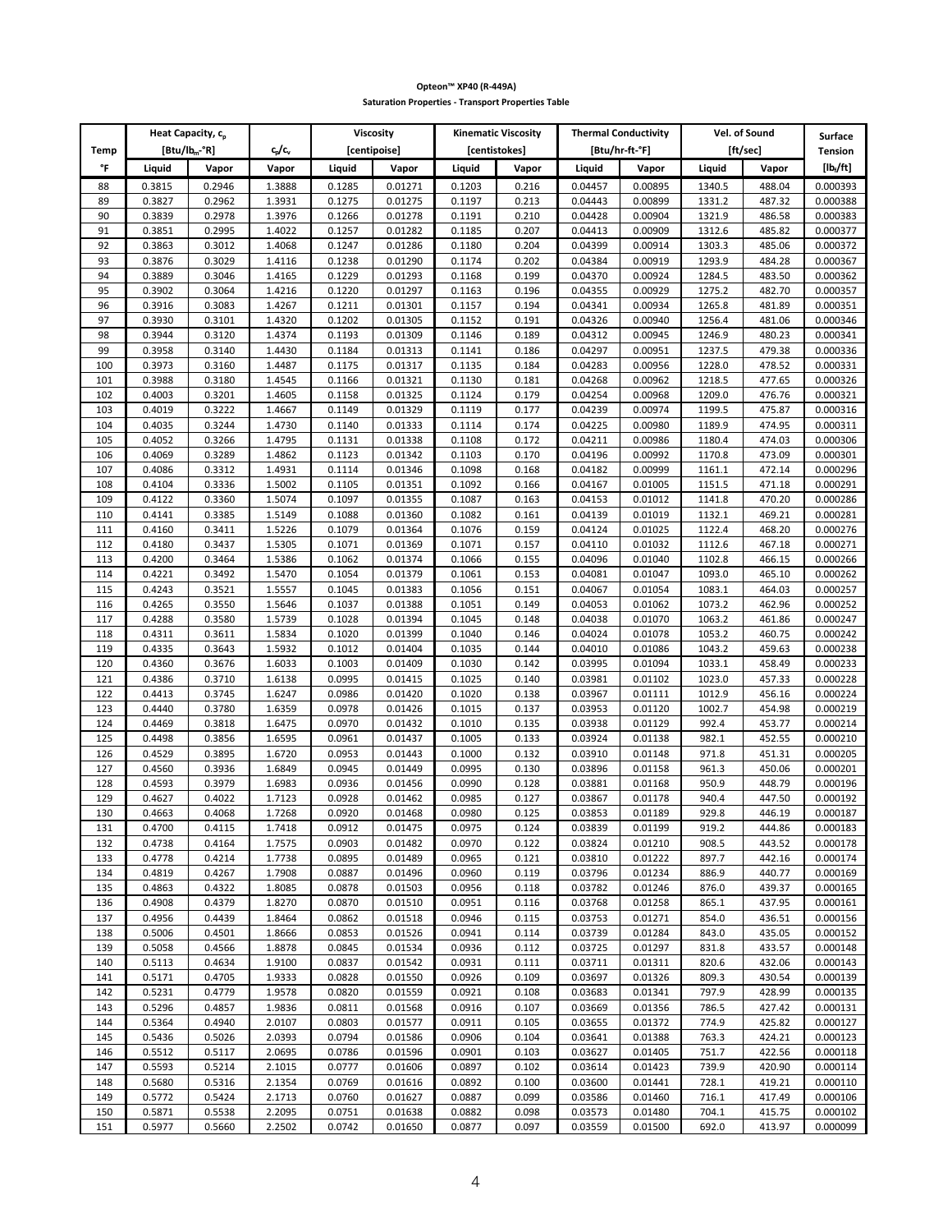**Opteon™ XP40 (R-449A)**

**Saturation Properties - Transport Properties Table**

| Temp | Heat Capacity, $c_p$ [Btu/lb$_m$-°R] | | $c_p/c_v$ | Viscosity [centipoise] | | Kinematic Viscosity [centistokes] | | Thermal Conductivity [Btu/hr-ft-°F] | | Vel. of Sound [ft/sec] | | Surface Tension |
|---|---|---|---|---|---|---|---|---|---|---|---|---|
| °F | Liquid | Vapor | Vapor | Liquid | Vapor | Liquid | Vapor | Liquid | Vapor | Liquid | Vapor | [lb$_f$/ft] |
| 88 | 0.3815 | 0.2946 | 1.3888 | 0.1285 | 0.01271 | 0.1203 | 0.216 | 0.04457 | 0.00895 | 1340.5 | 488.04 | 0.000393 |
| 89 | 0.3827 | 0.2962 | 1.3931 | 0.1275 | 0.01275 | 0.1197 | 0.213 | 0.04443 | 0.00899 | 1331.2 | 487.32 | 0.000388 |
| 90 | 0.3839 | 0.2978 | 1.3976 | 0.1266 | 0.01278 | 0.1191 | 0.210 | 0.04428 | 0.00904 | 1321.9 | 486.58 | 0.000383 |
| 91 | 0.3851 | 0.2995 | 1.4022 | 0.1257 | 0.01282 | 0.1185 | 0.207 | 0.04413 | 0.00909 | 1312.6 | 485.82 | 0.000377 |
| 92 | 0.3863 | 0.3012 | 1.4068 | 0.1247 | 0.01286 | 0.1180 | 0.204 | 0.04399 | 0.00914 | 1303.3 | 485.06 | 0.000372 |
| 93 | 0.3876 | 0.3029 | 1.4116 | 0.1238 | 0.01290 | 0.1174 | 0.202 | 0.04384 | 0.00919 | 1293.9 | 484.28 | 0.000367 |
| 94 | 0.3889 | 0.3046 | 1.4165 | 0.1229 | 0.01293 | 0.1168 | 0.199 | 0.04370 | 0.00924 | 1284.5 | 483.50 | 0.000362 |
| 95 | 0.3902 | 0.3064 | 1.4216 | 0.1220 | 0.01297 | 0.1163 | 0.196 | 0.04355 | 0.00929 | 1275.2 | 482.70 | 0.000357 |
| 96 | 0.3916 | 0.3083 | 1.4267 | 0.1211 | 0.01301 | 0.1157 | 0.194 | 0.04341 | 0.00934 | 1265.8 | 481.89 | 0.000351 |
| 97 | 0.3930 | 0.3101 | 1.4320 | 0.1202 | 0.01305 | 0.1152 | 0.191 | 0.04326 | 0.00940 | 1256.4 | 481.06 | 0.000346 |
| 98 | 0.3944 | 0.3120 | 1.4374 | 0.1193 | 0.01309 | 0.1146 | 0.189 | 0.04312 | 0.00945 | 1246.9 | 480.23 | 0.000341 |
| 99 | 0.3958 | 0.3140 | 1.4430 | 0.1184 | 0.01313 | 0.1141 | 0.186 | 0.04297 | 0.00951 | 1237.5 | 479.38 | 0.000336 |
| 100 | 0.3973 | 0.3160 | 1.4487 | 0.1175 | 0.01317 | 0.1135 | 0.184 | 0.04283 | 0.00956 | 1228.0 | 478.52 | 0.000331 |
| 101 | 0.3988 | 0.3180 | 1.4545 | 0.1166 | 0.01321 | 0.1130 | 0.181 | 0.04268 | 0.00962 | 1218.5 | 477.65 | 0.000326 |
| 102 | 0.4003 | 0.3201 | 1.4605 | 0.1158 | 0.01325 | 0.1124 | 0.179 | 0.04254 | 0.00968 | 1209.0 | 476.76 | 0.000321 |
| 103 | 0.4019 | 0.3222 | 1.4667 | 0.1149 | 0.01329 | 0.1119 | 0.177 | 0.04239 | 0.00974 | 1199.5 | 475.87 | 0.000316 |
| 104 | 0.4035 | 0.3244 | 1.4730 | 0.1140 | 0.01333 | 0.1114 | 0.174 | 0.04225 | 0.00980 | 1189.9 | 474.95 | 0.000311 |
| 105 | 0.4052 | 0.3266 | 1.4795 | 0.1131 | 0.01338 | 0.1108 | 0.172 | 0.04211 | 0.00986 | 1180.4 | 474.03 | 0.000306 |
| 106 | 0.4069 | 0.3289 | 1.4862 | 0.1123 | 0.01342 | 0.1103 | 0.170 | 0.04196 | 0.00992 | 1170.8 | 473.09 | 0.000301 |
| 107 | 0.4086 | 0.3312 | 1.4931 | 0.1114 | 0.01346 | 0.1098 | 0.168 | 0.04182 | 0.00999 | 1161.1 | 472.14 | 0.000296 |
| 108 | 0.4104 | 0.3336 | 1.5002 | 0.1105 | 0.01351 | 0.1092 | 0.166 | 0.04167 | 0.01005 | 1151.5 | 471.18 | 0.000291 |
| 109 | 0.4122 | 0.3360 | 1.5074 | 0.1097 | 0.01355 | 0.1087 | 0.163 | 0.04153 | 0.01012 | 1141.8 | 470.20 | 0.000286 |
| 110 | 0.4141 | 0.3385 | 1.5149 | 0.1088 | 0.01360 | 0.1082 | 0.161 | 0.04139 | 0.01019 | 1132.1 | 469.21 | 0.000281 |
| 111 | 0.4160 | 0.3411 | 1.5226 | 0.1079 | 0.01364 | 0.1076 | 0.159 | 0.04124 | 0.01025 | 1122.4 | 468.20 | 0.000276 |
| 112 | 0.4180 | 0.3437 | 1.5305 | 0.1071 | 0.01369 | 0.1071 | 0.157 | 0.04110 | 0.01032 | 1112.6 | 467.18 | 0.000271 |
| 113 | 0.4200 | 0.3464 | 1.5386 | 0.1062 | 0.01374 | 0.1066 | 0.155 | 0.04096 | 0.01040 | 1102.8 | 466.15 | 0.000266 |
| 114 | 0.4221 | 0.3492 | 1.5470 | 0.1054 | 0.01379 | 0.1061 | 0.153 | 0.04081 | 0.01047 | 1093.0 | 465.10 | 0.000262 |
| 115 | 0.4243 | 0.3521 | 1.5557 | 0.1045 | 0.01383 | 0.1056 | 0.151 | 0.04067 | 0.01054 | 1083.1 | 464.03 | 0.000257 |
| 116 | 0.4265 | 0.3550 | 1.5646 | 0.1037 | 0.01388 | 0.1051 | 0.149 | 0.04053 | 0.01062 | 1073.2 | 462.96 | 0.000252 |
| 117 | 0.4288 | 0.3580 | 1.5739 | 0.1028 | 0.01394 | 0.1045 | 0.148 | 0.04038 | 0.01070 | 1063.2 | 461.86 | 0.000247 |
| 118 | 0.4311 | 0.3611 | 1.5834 | 0.1020 | 0.01399 | 0.1040 | 0.146 | 0.04024 | 0.01078 | 1053.2 | 460.75 | 0.000242 |
| 119 | 0.4335 | 0.3643 | 1.5932 | 0.1012 | 0.01404 | 0.1035 | 0.144 | 0.04010 | 0.01086 | 1043.2 | 459.63 | 0.000238 |
| 120 | 0.4360 | 0.3676 | 1.6033 | 0.1003 | 0.01409 | 0.1030 | 0.142 | 0.03995 | 0.01094 | 1033.1 | 458.49 | 0.000233 |
| 121 | 0.4386 | 0.3710 | 1.6138 | 0.0995 | 0.01415 | 0.1025 | 0.140 | 0.03981 | 0.01102 | 1023.0 | 457.33 | 0.000228 |
| 122 | 0.4413 | 0.3745 | 1.6247 | 0.0986 | 0.01420 | 0.1020 | 0.138 | 0.03967 | 0.01111 | 1012.9 | 456.16 | 0.000224 |
| 123 | 0.4440 | 0.3780 | 1.6359 | 0.0978 | 0.01426 | 0.1015 | 0.137 | 0.03953 | 0.01120 | 1002.7 | 454.98 | 0.000219 |
| 124 | 0.4469 | 0.3818 | 1.6475 | 0.0970 | 0.01432 | 0.1010 | 0.135 | 0.03938 | 0.01129 | 992.4 | 453.77 | 0.000214 |
| 125 | 0.4498 | 0.3856 | 1.6595 | 0.0961 | 0.01437 | 0.1005 | 0.133 | 0.03924 | 0.01138 | 982.1 | 452.55 | 0.000210 |
| 126 | 0.4529 | 0.3895 | 1.6720 | 0.0953 | 0.01443 | 0.1000 | 0.132 | 0.03910 | 0.01148 | 971.8 | 451.31 | 0.000205 |
| 127 | 0.4560 | 0.3936 | 1.6849 | 0.0945 | 0.01449 | 0.0995 | 0.130 | 0.03896 | 0.01158 | 961.3 | 450.06 | 0.000201 |
| 128 | 0.4593 | 0.3979 | 1.6983 | 0.0936 | 0.01456 | 0.0990 | 0.128 | 0.03881 | 0.01168 | 950.9 | 448.79 | 0.000196 |
| 129 | 0.4627 | 0.4022 | 1.7123 | 0.0928 | 0.01462 | 0.0985 | 0.127 | 0.03867 | 0.01178 | 940.4 | 447.50 | 0.000192 |
| 130 | 0.4663 | 0.4068 | 1.7268 | 0.0920 | 0.01468 | 0.0980 | 0.125 | 0.03853 | 0.01189 | 929.8 | 446.19 | 0.000187 |
| 131 | 0.4700 | 0.4115 | 1.7418 | 0.0912 | 0.01475 | 0.0975 | 0.124 | 0.03839 | 0.01199 | 919.2 | 444.86 | 0.000183 |
| 132 | 0.4738 | 0.4164 | 1.7575 | 0.0903 | 0.01482 | 0.0970 | 0.122 | 0.03824 | 0.01210 | 908.5 | 443.52 | 0.000178 |
| 133 | 0.4778 | 0.4214 | 1.7738 | 0.0895 | 0.01489 | 0.0965 | 0.121 | 0.03810 | 0.01222 | 897.7 | 442.16 | 0.000174 |
| 134 | 0.4819 | 0.4267 | 1.7908 | 0.0887 | 0.01496 | 0.0960 | 0.119 | 0.03796 | 0.01234 | 886.9 | 440.77 | 0.000169 |
| 135 | 0.4863 | 0.4322 | 1.8085 | 0.0878 | 0.01503 | 0.0956 | 0.118 | 0.03782 | 0.01246 | 876.0 | 439.37 | 0.000165 |
| 136 | 0.4908 | 0.4379 | 1.8270 | 0.0870 | 0.01510 | 0.0951 | 0.116 | 0.03768 | 0.01258 | 865.1 | 437.95 | 0.000161 |
| 137 | 0.4956 | 0.4439 | 1.8464 | 0.0862 | 0.01518 | 0.0946 | 0.115 | 0.03753 | 0.01271 | 854.0 | 436.51 | 0.000156 |
| 138 | 0.5006 | 0.4501 | 1.8666 | 0.0853 | 0.01526 | 0.0941 | 0.114 | 0.03739 | 0.01284 | 843.0 | 435.05 | 0.000152 |
| 139 | 0.5058 | 0.4566 | 1.8878 | 0.0845 | 0.01534 | 0.0936 | 0.112 | 0.03725 | 0.01297 | 831.8 | 433.57 | 0.000148 |
| 140 | 0.5113 | 0.4634 | 1.9100 | 0.0837 | 0.01542 | 0.0931 | 0.111 | 0.03711 | 0.01311 | 820.6 | 432.06 | 0.000143 |
| 141 | 0.5171 | 0.4705 | 1.9333 | 0.0828 | 0.01550 | 0.0926 | 0.109 | 0.03697 | 0.01326 | 809.3 | 430.54 | 0.000139 |
| 142 | 0.5231 | 0.4779 | 1.9578 | 0.0820 | 0.01559 | 0.0921 | 0.108 | 0.03683 | 0.01341 | 797.9 | 428.99 | 0.000135 |
| 143 | 0.5296 | 0.4857 | 1.9836 | 0.0811 | 0.01568 | 0.0916 | 0.107 | 0.03669 | 0.01356 | 786.5 | 427.42 | 0.000131 |
| 144 | 0.5364 | 0.4940 | 2.0107 | 0.0803 | 0.01577 | 0.0911 | 0.105 | 0.03655 | 0.01372 | 774.9 | 425.82 | 0.000127 |
| 145 | 0.5436 | 0.5026 | 2.0393 | 0.0794 | 0.01586 | 0.0906 | 0.104 | 0.03641 | 0.01388 | 763.3 | 424.21 | 0.000123 |
| 146 | 0.5512 | 0.5117 | 2.0695 | 0.0786 | 0.01596 | 0.0901 | 0.103 | 0.03627 | 0.01405 | 751.7 | 422.56 | 0.000118 |
| 147 | 0.5593 | 0.5214 | 2.1015 | 0.0777 | 0.01606 | 0.0897 | 0.102 | 0.03614 | 0.01423 | 739.9 | 420.90 | 0.000114 |
| 148 | 0.5680 | 0.5316 | 2.1354 | 0.0769 | 0.01616 | 0.0892 | 0.100 | 0.03600 | 0.01441 | 728.1 | 419.21 | 0.000110 |
| 149 | 0.5772 | 0.5424 | 2.1713 | 0.0760 | 0.01627 | 0.0887 | 0.099 | 0.03586 | 0.01460 | 716.1 | 417.49 | 0.000106 |
| 150 | 0.5871 | 0.5538 | 2.2095 | 0.0751 | 0.01638 | 0.0882 | 0.098 | 0.03573 | 0.01480 | 704.1 | 415.75 | 0.000102 |
| 151 | 0.5977 | 0.5660 | 2.2502 | 0.0742 | 0.01650 | 0.0877 | 0.097 | 0.03559 | 0.01500 | 692.0 | 413.97 | 0.000099 |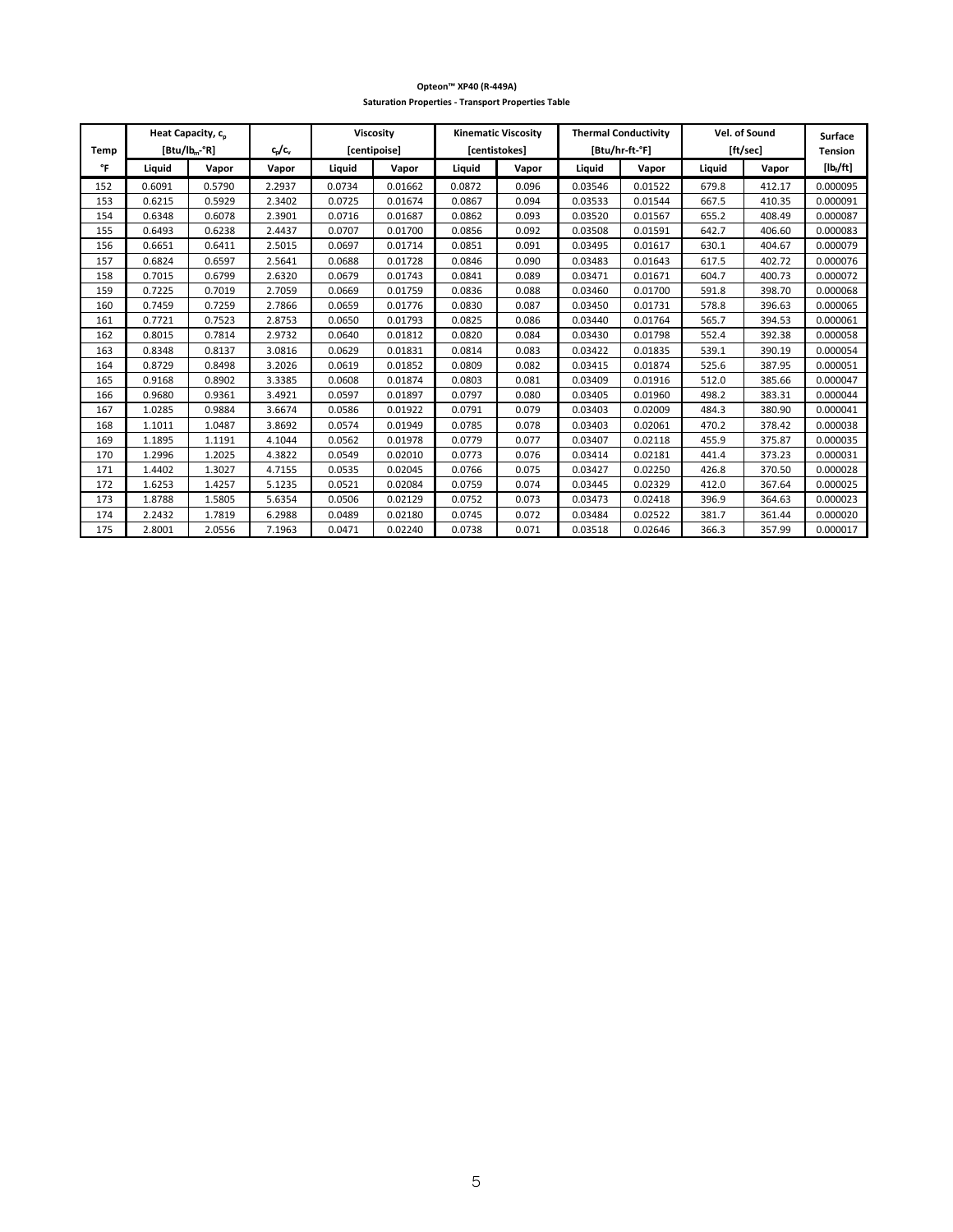**Opteon™ XP40 (R-449A)**

**Saturation Properties - Transport Properties Table**

| Temp | Heat Capacity, $c_p$ [Btu/$lb_m$-°R] | | $c_p/c_v$ | Viscosity [centipoise] | | Kinematic Viscosity [centistokes] | | Thermal Conductivity [Btu/hr-ft-°F] | | Vel. of Sound [ft/sec] | | Surface Tension |
|---|---|---|---|---|---|---|---|---|---|---|---|---|
| °F | Liquid | Vapor | Vapor | Liquid | Vapor | Liquid | Vapor | Liquid | Vapor | Liquid | Vapor | [$lb_f$/ft] |
| 152 | 0.6091 | 0.5790 | 2.2937 | 0.0734 | 0.01662 | 0.0872 | 0.096 | 0.03546 | 0.01522 | 679.8 | 412.17 | 0.000095 |
| 153 | 0.6215 | 0.5929 | 2.3402 | 0.0725 | 0.01674 | 0.0867 | 0.094 | 0.03533 | 0.01544 | 667.5 | 410.35 | 0.000091 |
| 154 | 0.6348 | 0.6078 | 2.3901 | 0.0716 | 0.01687 | 0.0862 | 0.093 | 0.03520 | 0.01567 | 655.2 | 408.49 | 0.000087 |
| 155 | 0.6493 | 0.6238 | 2.4437 | 0.0707 | 0.01700 | 0.0856 | 0.092 | 0.03508 | 0.01591 | 642.7 | 406.60 | 0.000083 |
| 156 | 0.6651 | 0.6411 | 2.5015 | 0.0697 | 0.01714 | 0.0851 | 0.091 | 0.03495 | 0.01617 | 630.1 | 404.67 | 0.000079 |
| 157 | 0.6824 | 0.6597 | 2.5641 | 0.0688 | 0.01728 | 0.0846 | 0.090 | 0.03483 | 0.01643 | 617.5 | 402.72 | 0.000076 |
| 158 | 0.7015 | 0.6799 | 2.6320 | 0.0679 | 0.01743 | 0.0841 | 0.089 | 0.03471 | 0.01671 | 604.7 | 400.73 | 0.000072 |
| 159 | 0.7225 | 0.7019 | 2.7059 | 0.0669 | 0.01759 | 0.0836 | 0.088 | 0.03460 | 0.01700 | 591.8 | 398.70 | 0.000068 |
| 160 | 0.7459 | 0.7259 | 2.7866 | 0.0659 | 0.01776 | 0.0830 | 0.087 | 0.03450 | 0.01731 | 578.8 | 396.63 | 0.000065 |
| 161 | 0.7721 | 0.7523 | 2.8753 | 0.0650 | 0.01793 | 0.0825 | 0.086 | 0.03440 | 0.01764 | 565.7 | 394.53 | 0.000061 |
| 162 | 0.8015 | 0.7814 | 2.9732 | 0.0640 | 0.01812 | 0.0820 | 0.084 | 0.03430 | 0.01798 | 552.4 | 392.38 | 0.000058 |
| 163 | 0.8348 | 0.8137 | 3.0816 | 0.0629 | 0.01831 | 0.0814 | 0.083 | 0.03422 | 0.01835 | 539.1 | 390.19 | 0.000054 |
| 164 | 0.8729 | 0.8498 | 3.2026 | 0.0619 | 0.01852 | 0.0809 | 0.082 | 0.03415 | 0.01874 | 525.6 | 387.95 | 0.000051 |
| 165 | 0.9168 | 0.8902 | 3.3385 | 0.0608 | 0.01874 | 0.0803 | 0.081 | 0.03409 | 0.01916 | 512.0 | 385.66 | 0.000047 |
| 166 | 0.9680 | 0.9361 | 3.4921 | 0.0597 | 0.01897 | 0.0797 | 0.080 | 0.03405 | 0.01960 | 498.2 | 383.31 | 0.000044 |
| 167 | 1.0285 | 0.9884 | 3.6674 | 0.0586 | 0.01922 | 0.0791 | 0.079 | 0.03403 | 0.02009 | 484.3 | 380.90 | 0.000041 |
| 168 | 1.1011 | 1.0487 | 3.8692 | 0.0574 | 0.01949 | 0.0785 | 0.078 | 0.03403 | 0.02061 | 470.2 | 378.42 | 0.000038 |
| 169 | 1.1895 | 1.1191 | 4.1044 | 0.0562 | 0.01978 | 0.0779 | 0.077 | 0.03407 | 0.02118 | 455.9 | 375.87 | 0.000035 |
| 170 | 1.2996 | 1.2025 | 4.3822 | 0.0549 | 0.02010 | 0.0773 | 0.076 | 0.03414 | 0.02181 | 441.4 | 373.23 | 0.000031 |
| 171 | 1.4402 | 1.3027 | 4.7155 | 0.0535 | 0.02045 | 0.0766 | 0.075 | 0.03427 | 0.02250 | 426.8 | 370.50 | 0.000028 |
| 172 | 1.6253 | 1.4257 | 5.1235 | 0.0521 | 0.02084 | 0.0759 | 0.074 | 0.03445 | 0.02329 | 412.0 | 367.64 | 0.000025 |
| 173 | 1.8788 | 1.5805 | 5.6354 | 0.0506 | 0.02129 | 0.0752 | 0.073 | 0.03473 | 0.02418 | 396.9 | 364.63 | 0.000023 |
| 174 | 2.2432 | 1.7819 | 6.2988 | 0.0489 | 0.02180 | 0.0745 | 0.072 | 0.03484 | 0.02522 | 381.7 | 361.44 | 0.000020 |
| 175 | 2.8001 | 2.0556 | 7.1963 | 0.0471 | 0.02240 | 0.0738 | 0.071 | 0.03518 | 0.02646 | 366.3 | 357.99 | 0.000017 |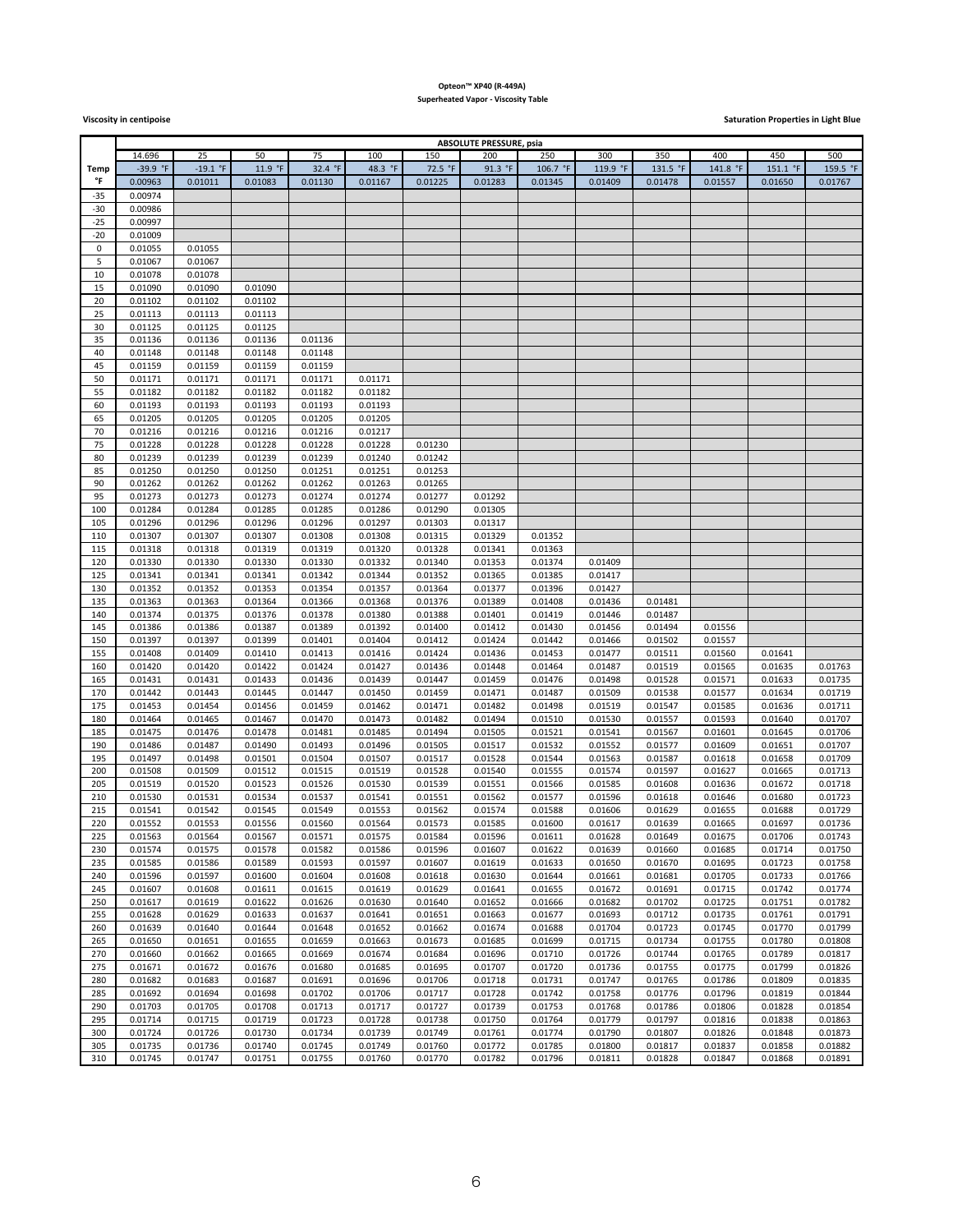**Opteon™ XP40 (R-449A)**
**Superheated Vapor - Viscosity Table**

**Viscosity in centipoise**

**Saturation Properties in Light Blue**

| | ABSOLUTE PRESSURE, psia | | | | | | | | | | | | |
|---|---|---|---|---|---|---|---|---|---|---|---|---|---|
| | 14.696 | 25 | 50 | 75 | 100 | 150 | 200 | 250 | 300 | 350 | 400 | 450 | 500 |
| **Temp** | -39.9 °F | -19.1 °F | 11.9 °F | 32.4 °F | 48.3 °F | 72.5 °F | 91.3 °F | 106.7 °F | 119.9 °F | 131.5 °F | 141.8 °F | 151.1 °F | 159.5 °F |
| **°F** | 0.00963 | 0.01011 | 0.01083 | 0.01130 | 0.01167 | 0.01225 | 0.01283 | 0.01345 | 0.01409 | 0.01478 | 0.01557 | 0.01650 | 0.01767 |
| -35 | 0.00974 | | | | | | | | | | | | |
| -30 | 0.00986 | | | | | | | | | | | | |
| -25 | 0.00997 | | | | | | | | | | | | |
| -20 | 0.01009 | | | | | | | | | | | | |
| 0 | 0.01055 | 0.01055 | | | | | | | | | | | |
| 5 | 0.01067 | 0.01067 | | | | | | | | | | | |
| 10 | 0.01078 | 0.01078 | | | | | | | | | | | |
| 15 | 0.01090 | 0.01090 | 0.01090 | | | | | | | | | | |
| 20 | 0.01102 | 0.01102 | 0.01102 | | | | | | | | | | |
| 25 | 0.01113 | 0.01113 | 0.01113 | | | | | | | | | | |
| 30 | 0.01125 | 0.01125 | 0.01125 | | | | | | | | | | |
| 35 | 0.01136 | 0.01136 | 0.01136 | 0.01136 | | | | | | | | | |
| 40 | 0.01148 | 0.01148 | 0.01148 | 0.01148 | | | | | | | | | |
| 45 | 0.01159 | 0.01159 | 0.01159 | 0.01159 | | | | | | | | | |
| 50 | 0.01171 | 0.01171 | 0.01171 | 0.01171 | 0.01171 | | | | | | | | |
| 55 | 0.01182 | 0.01182 | 0.01182 | 0.01182 | 0.01182 | | | | | | | | |
| 60 | 0.01193 | 0.01193 | 0.01193 | 0.01193 | 0.01193 | | | | | | | | |
| 65 | 0.01205 | 0.01205 | 0.01205 | 0.01205 | 0.01205 | | | | | | | | |
| 70 | 0.01216 | 0.01216 | 0.01216 | 0.01216 | 0.01217 | | | | | | | | |
| 75 | 0.01228 | 0.01228 | 0.01228 | 0.01228 | 0.01228 | 0.01230 | | | | | | | |
| 80 | 0.01239 | 0.01239 | 0.01239 | 0.01239 | 0.01240 | 0.01242 | | | | | | | |
| 85 | 0.01250 | 0.01250 | 0.01250 | 0.01251 | 0.01251 | 0.01253 | | | | | | | |
| 90 | 0.01262 | 0.01262 | 0.01262 | 0.01262 | 0.01263 | 0.01265 | | | | | | | |
| 95 | 0.01273 | 0.01273 | 0.01273 | 0.01274 | 0.01274 | 0.01277 | 0.01292 | | | | | | |
| 100 | 0.01284 | 0.01284 | 0.01285 | 0.01285 | 0.01286 | 0.01290 | 0.01305 | | | | | | |
| 105 | 0.01296 | 0.01296 | 0.01296 | 0.01296 | 0.01297 | 0.01303 | 0.01317 | | | | | | |
| 110 | 0.01307 | 0.01307 | 0.01307 | 0.01308 | 0.01308 | 0.01315 | 0.01329 | 0.01352 | | | | | |
| 115 | 0.01318 | 0.01318 | 0.01319 | 0.01319 | 0.01320 | 0.01328 | 0.01341 | 0.01363 | | | | | |
| 120 | 0.01330 | 0.01330 | 0.01330 | 0.01330 | 0.01332 | 0.01340 | 0.01353 | 0.01374 | 0.01409 | | | | |
| 125 | 0.01341 | 0.01341 | 0.01341 | 0.01342 | 0.01344 | 0.01352 | 0.01365 | 0.01385 | 0.01417 | | | | |
| 130 | 0.01352 | 0.01352 | 0.01353 | 0.01354 | 0.01357 | 0.01364 | 0.01377 | 0.01396 | 0.01427 | | | | |
| 135 | 0.01363 | 0.01363 | 0.01364 | 0.01366 | 0.01368 | 0.01376 | 0.01389 | 0.01408 | 0.01436 | 0.01481 | | | |
| 140 | 0.01374 | 0.01375 | 0.01376 | 0.01378 | 0.01380 | 0.01388 | 0.01401 | 0.01419 | 0.01446 | 0.01487 | | | |
| 145 | 0.01386 | 0.01386 | 0.01387 | 0.01389 | 0.01392 | 0.01400 | 0.01412 | 0.01430 | 0.01456 | 0.01494 | 0.01556 | | |
| 150 | 0.01397 | 0.01397 | 0.01399 | 0.01401 | 0.01404 | 0.01412 | 0.01424 | 0.01442 | 0.01466 | 0.01502 | 0.01557 | | |
| 155 | 0.01408 | 0.01409 | 0.01410 | 0.01413 | 0.01416 | 0.01424 | 0.01436 | 0.01453 | 0.01477 | 0.01511 | 0.01560 | 0.01641 | |
| 160 | 0.01420 | 0.01420 | 0.01422 | 0.01424 | 0.01427 | 0.01436 | 0.01448 | 0.01464 | 0.01487 | 0.01519 | 0.01565 | 0.01635 | 0.01763 |
| 165 | 0.01431 | 0.01431 | 0.01433 | 0.01436 | 0.01439 | 0.01447 | 0.01459 | 0.01476 | 0.01498 | 0.01528 | 0.01571 | 0.01633 | 0.01735 |
| 170 | 0.01442 | 0.01443 | 0.01445 | 0.01447 | 0.01450 | 0.01459 | 0.01471 | 0.01487 | 0.01509 | 0.01538 | 0.01577 | 0.01634 | 0.01719 |
| 175 | 0.01453 | 0.01454 | 0.01456 | 0.01459 | 0.01462 | 0.01471 | 0.01482 | 0.01498 | 0.01519 | 0.01547 | 0.01585 | 0.01636 | 0.01711 |
| 180 | 0.01464 | 0.01465 | 0.01467 | 0.01470 | 0.01473 | 0.01482 | 0.01494 | 0.01510 | 0.01530 | 0.01557 | 0.01593 | 0.01640 | 0.01707 |
| 185 | 0.01475 | 0.01476 | 0.01478 | 0.01481 | 0.01485 | 0.01494 | 0.01505 | 0.01521 | 0.01541 | 0.01567 | 0.01601 | 0.01645 | 0.01706 |
| 190 | 0.01486 | 0.01487 | 0.01490 | 0.01493 | 0.01496 | 0.01505 | 0.01517 | 0.01532 | 0.01552 | 0.01577 | 0.01609 | 0.01651 | 0.01707 |
| 195 | 0.01497 | 0.01498 | 0.01501 | 0.01504 | 0.01507 | 0.01517 | 0.01528 | 0.01544 | 0.01563 | 0.01587 | 0.01618 | 0.01658 | 0.01709 |
| 200 | 0.01508 | 0.01509 | 0.01512 | 0.01515 | 0.01519 | 0.01528 | 0.01540 | 0.01555 | 0.01574 | 0.01597 | 0.01627 | 0.01665 | 0.01713 |
| 205 | 0.01519 | 0.01520 | 0.01523 | 0.01526 | 0.01530 | 0.01539 | 0.01551 | 0.01566 | 0.01585 | 0.01608 | 0.01636 | 0.01672 | 0.01718 |
| 210 | 0.01530 | 0.01531 | 0.01534 | 0.01537 | 0.01541 | 0.01551 | 0.01562 | 0.01577 | 0.01596 | 0.01618 | 0.01646 | 0.01680 | 0.01723 |
| 215 | 0.01541 | 0.01542 | 0.01545 | 0.01549 | 0.01553 | 0.01562 | 0.01574 | 0.01588 | 0.01606 | 0.01629 | 0.01655 | 0.01688 | 0.01729 |
| 220 | 0.01552 | 0.01553 | 0.01556 | 0.01560 | 0.01564 | 0.01573 | 0.01585 | 0.01600 | 0.01617 | 0.01639 | 0.01665 | 0.01697 | 0.01736 |
| 225 | 0.01563 | 0.01564 | 0.01567 | 0.01571 | 0.01575 | 0.01584 | 0.01596 | 0.01611 | 0.01628 | 0.01649 | 0.01675 | 0.01706 | 0.01743 |
| 230 | 0.01574 | 0.01575 | 0.01578 | 0.01582 | 0.01586 | 0.01596 | 0.01607 | 0.01622 | 0.01639 | 0.01660 | 0.01685 | 0.01714 | 0.01750 |
| 235 | 0.01585 | 0.01586 | 0.01589 | 0.01593 | 0.01597 | 0.01607 | 0.01619 | 0.01633 | 0.01650 | 0.01670 | 0.01695 | 0.01723 | 0.01758 |
| 240 | 0.01596 | 0.01597 | 0.01600 | 0.01604 | 0.01608 | 0.01618 | 0.01630 | 0.01644 | 0.01661 | 0.01681 | 0.01705 | 0.01733 | 0.01766 |
| 245 | 0.01607 | 0.01608 | 0.01611 | 0.01615 | 0.01619 | 0.01629 | 0.01641 | 0.01655 | 0.01672 | 0.01691 | 0.01715 | 0.01742 | 0.01774 |
| 250 | 0.01617 | 0.01619 | 0.01622 | 0.01626 | 0.01630 | 0.01640 | 0.01652 | 0.01666 | 0.01682 | 0.01702 | 0.01725 | 0.01751 | 0.01782 |
| 255 | 0.01628 | 0.01629 | 0.01633 | 0.01637 | 0.01641 | 0.01651 | 0.01663 | 0.01677 | 0.01693 | 0.01712 | 0.01735 | 0.01761 | 0.01791 |
| 260 | 0.01639 | 0.01640 | 0.01644 | 0.01648 | 0.01652 | 0.01662 | 0.01674 | 0.01688 | 0.01704 | 0.01723 | 0.01745 | 0.01770 | 0.01799 |
| 265 | 0.01650 | 0.01651 | 0.01655 | 0.01659 | 0.01663 | 0.01673 | 0.01685 | 0.01699 | 0.01715 | 0.01734 | 0.01755 | 0.01780 | 0.01808 |
| 270 | 0.01660 | 0.01662 | 0.01665 | 0.01669 | 0.01674 | 0.01684 | 0.01696 | 0.01710 | 0.01726 | 0.01744 | 0.01765 | 0.01789 | 0.01817 |
| 275 | 0.01671 | 0.01672 | 0.01676 | 0.01680 | 0.01685 | 0.01695 | 0.01707 | 0.01720 | 0.01736 | 0.01755 | 0.01775 | 0.01799 | 0.01826 |
| 280 | 0.01682 | 0.01683 | 0.01687 | 0.01691 | 0.01696 | 0.01706 | 0.01718 | 0.01731 | 0.01747 | 0.01765 | 0.01786 | 0.01809 | 0.01835 |
| 285 | 0.01692 | 0.01694 | 0.01698 | 0.01702 | 0.01706 | 0.01717 | 0.01728 | 0.01742 | 0.01758 | 0.01776 | 0.01796 | 0.01819 | 0.01844 |
| 290 | 0.01703 | 0.01705 | 0.01708 | 0.01713 | 0.01717 | 0.01727 | 0.01739 | 0.01753 | 0.01768 | 0.01786 | 0.01806 | 0.01828 | 0.01854 |
| 295 | 0.01714 | 0.01715 | 0.01719 | 0.01723 | 0.01728 | 0.01738 | 0.01750 | 0.01764 | 0.01779 | 0.01797 | 0.01816 | 0.01838 | 0.01863 |
| 300 | 0.01724 | 0.01726 | 0.01730 | 0.01734 | 0.01739 | 0.01749 | 0.01761 | 0.01774 | 0.01790 | 0.01807 | 0.01826 | 0.01848 | 0.01873 |
| 305 | 0.01735 | 0.01736 | 0.01740 | 0.01745 | 0.01749 | 0.01760 | 0.01772 | 0.01785 | 0.01800 | 0.01817 | 0.01837 | 0.01858 | 0.01882 |
| 310 | 0.01745 | 0.01747 | 0.01751 | 0.01755 | 0.01760 | 0.01770 | 0.01782 | 0.01796 | 0.01811 | 0.01828 | 0.01847 | 0.01868 | 0.01891 |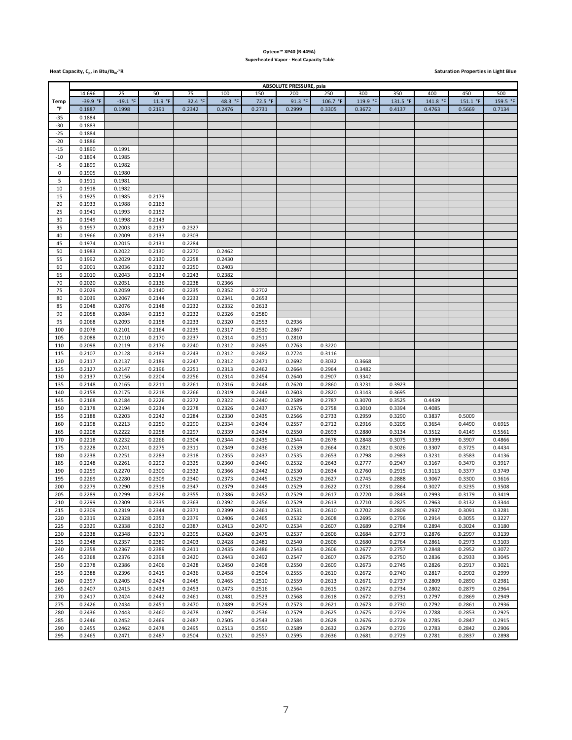**Opteon™ XP40 (R-449A)**

**Superheated Vapor - Heat Capacity Table**

**Heat Capacity, $C_p$, in Btu/lb$_m$-°R**

**Saturation Properties in Light Blue**

| | ABSOLUTE PRESSURE, psia | | | | | | | | | | | | |
|---|---|---|---|---|---|---|---|---|---|---|---|---|---|
| | 14.696 | 25 | 50 | 75 | 100 | 150 | 200 | 250 | 300 | 350 | 400 | 450 | 500 |
| **Temp** | -39.9 °F | -19.1 °F | 11.9 °F | 32.4 °F | 48.3 °F | 72.5 °F | 91.3 °F | 106.7 °F | 119.9 °F | 131.5 °F | 141.8 °F | 151.1 °F | 159.5 °F |
| **°F** | 0.1887 | 0.1998 | 0.2191 | 0.2342 | 0.2476 | 0.2731 | 0.2999 | 0.3305 | 0.3672 | 0.4137 | 0.4763 | 0.5669 | 0.7134 |
| -35 | 0.1884 | | | | | | | | | | | | |
| -30 | 0.1883 | | | | | | | | | | | | |
| -25 | 0.1884 | | | | | | | | | | | | |
| -20 | 0.1886 | | | | | | | | | | | | |
| -15 | 0.1890 | 0.1991 | | | | | | | | | | | |
| -10 | 0.1894 | 0.1985 | | | | | | | | | | | |
| -5 | 0.1899 | 0.1982 | | | | | | | | | | | |
| 0 | 0.1905 | 0.1980 | | | | | | | | | | | |
| 5 | 0.1911 | 0.1981 | | | | | | | | | | | |
| 10 | 0.1918 | 0.1982 | | | | | | | | | | | |
| 15 | 0.1925 | 0.1985 | 0.2179 | | | | | | | | | | |
| 20 | 0.1933 | 0.1988 | 0.2163 | | | | | | | | | | |
| 25 | 0.1941 | 0.1993 | 0.2152 | | | | | | | | | | |
| 30 | 0.1949 | 0.1998 | 0.2143 | | | | | | | | | | |
| 35 | 0.1957 | 0.2003 | 0.2137 | 0.2327 | | | | | | | | | |
| 40 | 0.1966 | 0.2009 | 0.2133 | 0.2303 | | | | | | | | | |
| 45 | 0.1974 | 0.2015 | 0.2131 | 0.2284 | | | | | | | | | |
| 50 | 0.1983 | 0.2022 | 0.2130 | 0.2270 | 0.2462 | | | | | | | | |
| 55 | 0.1992 | 0.2029 | 0.2130 | 0.2258 | 0.2430 | | | | | | | | |
| 60 | 0.2001 | 0.2036 | 0.2132 | 0.2250 | 0.2403 | | | | | | | | |
| 65 | 0.2010 | 0.2043 | 0.2134 | 0.2243 | 0.2382 | | | | | | | | |
| 70 | 0.2020 | 0.2051 | 0.2136 | 0.2238 | 0.2366 | | | | | | | | |
| 75 | 0.2029 | 0.2059 | 0.2140 | 0.2235 | 0.2352 | 0.2702 | | | | | | | |
| 80 | 0.2039 | 0.2067 | 0.2144 | 0.2233 | 0.2341 | 0.2653 | | | | | | | |
| 85 | 0.2048 | 0.2076 | 0.2148 | 0.2232 | 0.2332 | 0.2613 | | | | | | | |
| 90 | 0.2058 | 0.2084 | 0.2153 | 0.2232 | 0.2326 | 0.2580 | | | | | | | |
| 95 | 0.2068 | 0.2093 | 0.2158 | 0.2233 | 0.2320 | 0.2553 | 0.2936 | | | | | | |
| 100 | 0.2078 | 0.2101 | 0.2164 | 0.2235 | 0.2317 | 0.2530 | 0.2867 | | | | | | |
| 105 | 0.2088 | 0.2110 | 0.2170 | 0.2237 | 0.2314 | 0.2511 | 0.2810 | | | | | | |
| 110 | 0.2098 | 0.2119 | 0.2176 | 0.2240 | 0.2312 | 0.2495 | 0.2763 | 0.3220 | | | | | |
| 115 | 0.2107 | 0.2128 | 0.2183 | 0.2243 | 0.2312 | 0.2482 | 0.2724 | 0.3116 | | | | | |
| 120 | 0.2117 | 0.2137 | 0.2189 | 0.2247 | 0.2312 | 0.2471 | 0.2692 | 0.3032 | 0.3668 | | | | |
| 125 | 0.2127 | 0.2147 | 0.2196 | 0.2251 | 0.2313 | 0.2462 | 0.2664 | 0.2964 | 0.3482 | | | | |
| 130 | 0.2137 | 0.2156 | 0.2204 | 0.2256 | 0.2314 | 0.2454 | 0.2640 | 0.2907 | 0.3342 | | | | |
| 135 | 0.2148 | 0.2165 | 0.2211 | 0.2261 | 0.2316 | 0.2448 | 0.2620 | 0.2860 | 0.3231 | 0.3923 | | | |
| 140 | 0.2158 | 0.2175 | 0.2218 | 0.2266 | 0.2319 | 0.2443 | 0.2603 | 0.2820 | 0.3143 | 0.3695 | | | |
| 145 | 0.2168 | 0.2184 | 0.2226 | 0.2272 | 0.2322 | 0.2440 | 0.2589 | 0.2787 | 0.3070 | 0.3525 | 0.4439 | | |
| 150 | 0.2178 | 0.2194 | 0.2234 | 0.2278 | 0.2326 | 0.2437 | 0.2576 | 0.2758 | 0.3010 | 0.3394 | 0.4085 | | |
| 155 | 0.2188 | 0.2203 | 0.2242 | 0.2284 | 0.2330 | 0.2435 | 0.2566 | 0.2733 | 0.2959 | 0.3290 | 0.3837 | 0.5009 | |
| 160 | 0.2198 | 0.2213 | 0.2250 | 0.2290 | 0.2334 | 0.2434 | 0.2557 | 0.2712 | 0.2916 | 0.3205 | 0.3654 | 0.4490 | 0.6915 |
| 165 | 0.2208 | 0.2222 | 0.2258 | 0.2297 | 0.2339 | 0.2434 | 0.2550 | 0.2693 | 0.2880 | 0.3134 | 0.3512 | 0.4149 | 0.5561 |
| 170 | 0.2218 | 0.2232 | 0.2266 | 0.2304 | 0.2344 | 0.2435 | 0.2544 | 0.2678 | 0.2848 | 0.3075 | 0.3399 | 0.3907 | 0.4866 |
| 175 | 0.2228 | 0.2241 | 0.2275 | 0.2311 | 0.2349 | 0.2436 | 0.2539 | 0.2664 | 0.2821 | 0.3026 | 0.3307 | 0.3725 | 0.4434 |
| 180 | 0.2238 | 0.2251 | 0.2283 | 0.2318 | 0.2355 | 0.2437 | 0.2535 | 0.2653 | 0.2798 | 0.2983 | 0.3231 | 0.3583 | 0.4136 |
| 185 | 0.2248 | 0.2261 | 0.2292 | 0.2325 | 0.2360 | 0.2440 | 0.2532 | 0.2643 | 0.2777 | 0.2947 | 0.3167 | 0.3470 | 0.3917 |
| 190 | 0.2259 | 0.2270 | 0.2300 | 0.2332 | 0.2366 | 0.2442 | 0.2530 | 0.2634 | 0.2760 | 0.2915 | 0.3113 | 0.3377 | 0.3749 |
| 195 | 0.2269 | 0.2280 | 0.2309 | 0.2340 | 0.2373 | 0.2445 | 0.2529 | 0.2627 | 0.2745 | 0.2888 | 0.3067 | 0.3300 | 0.3616 |
| 200 | 0.2279 | 0.2290 | 0.2318 | 0.2347 | 0.2379 | 0.2449 | 0.2529 | 0.2622 | 0.2731 | 0.2864 | 0.3027 | 0.3235 | 0.3508 |
| 205 | 0.2289 | 0.2299 | 0.2326 | 0.2355 | 0.2386 | 0.2452 | 0.2529 | 0.2617 | 0.2720 | 0.2843 | 0.2993 | 0.3179 | 0.3419 |
| 210 | 0.2299 | 0.2309 | 0.2335 | 0.2363 | 0.2392 | 0.2456 | 0.2529 | 0.2613 | 0.2710 | 0.2825 | 0.2963 | 0.3132 | 0.3344 |
| 215 | 0.2309 | 0.2319 | 0.2344 | 0.2371 | 0.2399 | 0.2461 | 0.2531 | 0.2610 | 0.2702 | 0.2809 | 0.2937 | 0.3091 | 0.3281 |
| 220 | 0.2319 | 0.2328 | 0.2353 | 0.2379 | 0.2406 | 0.2465 | 0.2532 | 0.2608 | 0.2695 | 0.2796 | 0.2914 | 0.3055 | 0.3227 |
| 225 | 0.2329 | 0.2338 | 0.2362 | 0.2387 | 0.2413 | 0.2470 | 0.2534 | 0.2607 | 0.2689 | 0.2784 | 0.2894 | 0.3024 | 0.3180 |
| 230 | 0.2338 | 0.2348 | 0.2371 | 0.2395 | 0.2420 | 0.2475 | 0.2537 | 0.2606 | 0.2684 | 0.2773 | 0.2876 | 0.2997 | 0.3139 |
| 235 | 0.2348 | 0.2357 | 0.2380 | 0.2403 | 0.2428 | 0.2481 | 0.2540 | 0.2606 | 0.2680 | 0.2764 | 0.2861 | 0.2973 | 0.3103 |
| 240 | 0.2358 | 0.2367 | 0.2389 | 0.2411 | 0.2435 | 0.2486 | 0.2543 | 0.2606 | 0.2677 | 0.2757 | 0.2848 | 0.2952 | 0.3072 |
| 245 | 0.2368 | 0.2376 | 0.2398 | 0.2420 | 0.2443 | 0.2492 | 0.2547 | 0.2607 | 0.2675 | 0.2750 | 0.2836 | 0.2933 | 0.3045 |
| 250 | 0.2378 | 0.2386 | 0.2406 | 0.2428 | 0.2450 | 0.2498 | 0.2550 | 0.2609 | 0.2673 | 0.2745 | 0.2826 | 0.2917 | 0.3021 |
| 255 | 0.2388 | 0.2396 | 0.2415 | 0.2436 | 0.2458 | 0.2504 | 0.2555 | 0.2610 | 0.2672 | 0.2740 | 0.2817 | 0.2902 | 0.2999 |
| 260 | 0.2397 | 0.2405 | 0.2424 | 0.2445 | 0.2465 | 0.2510 | 0.2559 | 0.2613 | 0.2671 | 0.2737 | 0.2809 | 0.2890 | 0.2981 |
| 265 | 0.2407 | 0.2415 | 0.2433 | 0.2453 | 0.2473 | 0.2516 | 0.2564 | 0.2615 | 0.2672 | 0.2734 | 0.2802 | 0.2879 | 0.2964 |
| 270 | 0.2417 | 0.2424 | 0.2442 | 0.2461 | 0.2481 | 0.2523 | 0.2568 | 0.2618 | 0.2672 | 0.2731 | 0.2797 | 0.2869 | 0.2949 |
| 275 | 0.2426 | 0.2434 | 0.2451 | 0.2470 | 0.2489 | 0.2529 | 0.2573 | 0.2621 | 0.2673 | 0.2730 | 0.2792 | 0.2861 | 0.2936 |
| 280 | 0.2436 | 0.2443 | 0.2460 | 0.2478 | 0.2497 | 0.2536 | 0.2579 | 0.2625 | 0.2675 | 0.2729 | 0.2788 | 0.2853 | 0.2925 |
| 285 | 0.2446 | 0.2452 | 0.2469 | 0.2487 | 0.2505 | 0.2543 | 0.2584 | 0.2628 | 0.2676 | 0.2729 | 0.2785 | 0.2847 | 0.2915 |
| 290 | 0.2455 | 0.2462 | 0.2478 | 0.2495 | 0.2513 | 0.2550 | 0.2589 | 0.2632 | 0.2679 | 0.2729 | 0.2783 | 0.2842 | 0.2906 |
| 295 | 0.2465 | 0.2471 | 0.2487 | 0.2504 | 0.2521 | 0.2557 | 0.2595 | 0.2636 | 0.2681 | 0.2729 | 0.2781 | 0.2837 | 0.2898 |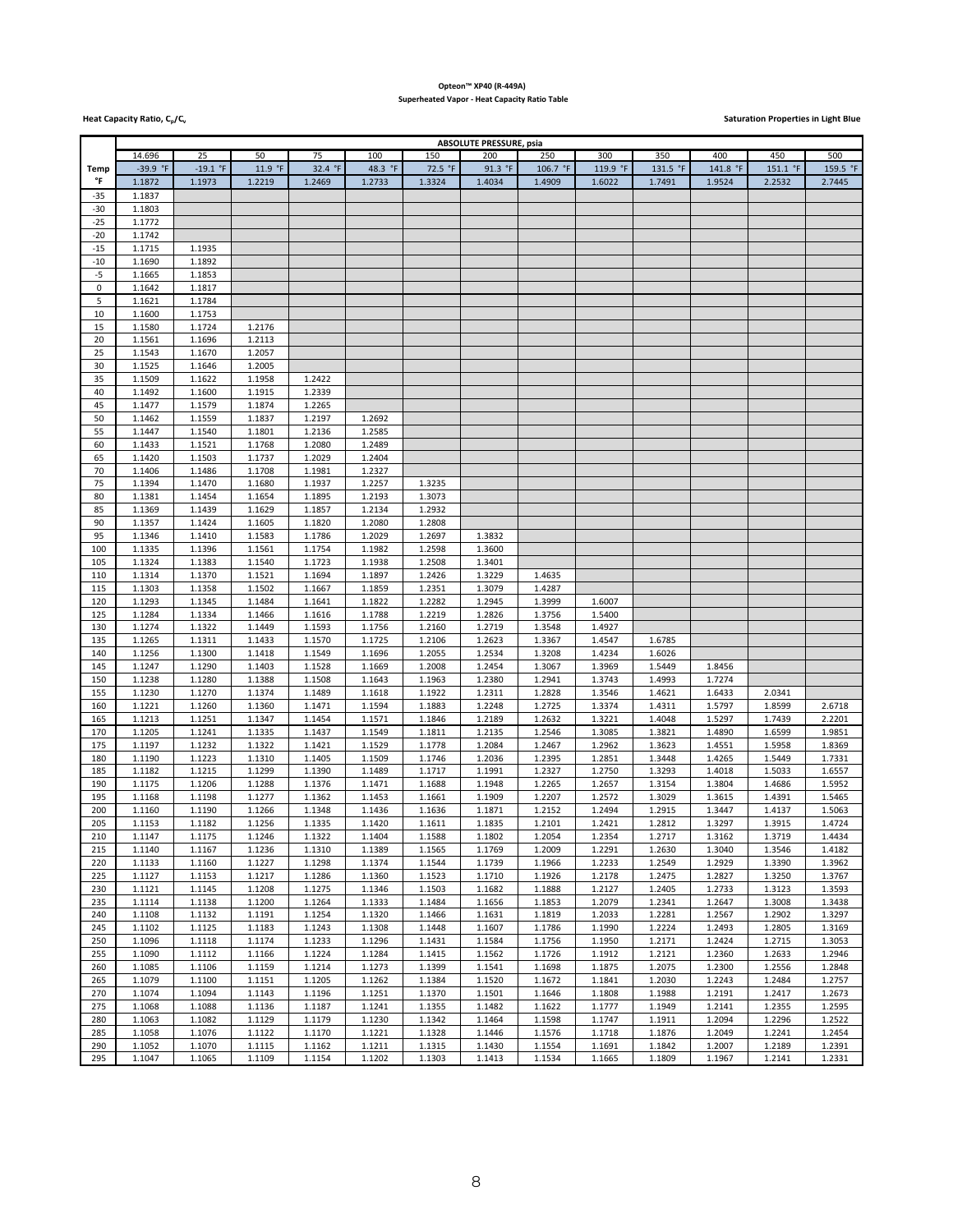**Opteon™ XP40 (R-449A)**

**Superheated Vapor - Heat Capacity Ratio Table**

**Heat Capacity Ratio, $C_p/C_v$**

**Saturation Properties in Light Blue**

| Temp °F | ABSOLUTE PRESSURE, psia | | | | | | | | | | | | |
|---|---|---|---|---|---|---|---|---|---|---|---|---|---|
| | 14.696 | 25 | 50 | 75 | 100 | 150 | 200 | 250 | 300 | 350 | 400 | 450 | 500 |
| | -39.9 °F | -19.1 °F | 11.9 °F | 32.4 °F | 48.3 °F | 72.5 °F | 91.3 °F | 106.7 °F | 119.9 °F | 131.5 °F | 141.8 °F | 151.1 °F | 159.5 °F |
| | 1.1872 | 1.1973 | 1.2219 | 1.2469 | 1.2733 | 1.3324 | 1.4034 | 1.4909 | 1.6022 | 1.7491 | 1.9524 | 2.2532 | 2.7445 |
| -35 | 1.1837 | | | | | | | | | | | | |
| -30 | 1.1803 | | | | | | | | | | | | |
| -25 | 1.1772 | | | | | | | | | | | | |
| -20 | 1.1742 | | | | | | | | | | | | |
| -15 | 1.1715 | 1.1935 | | | | | | | | | | | |
| -10 | 1.1690 | 1.1892 | | | | | | | | | | | |
| -5 | 1.1665 | 1.1853 | | | | | | | | | | | |
| 0 | 1.1642 | 1.1817 | | | | | | | | | | | |
| 5 | 1.1621 | 1.1784 | | | | | | | | | | | |
| 10 | 1.1600 | 1.1753 | | | | | | | | | | | |
| 15 | 1.1580 | 1.1724 | 1.2176 | | | | | | | | | | |
| 20 | 1.1561 | 1.1696 | 1.2113 | | | | | | | | | | |
| 25 | 1.1543 | 1.1670 | 1.2057 | | | | | | | | | | |
| 30 | 1.1525 | 1.1646 | 1.2005 | | | | | | | | | | |
| 35 | 1.1509 | 1.1622 | 1.1958 | 1.2422 | | | | | | | | | |
| 40 | 1.1492 | 1.1600 | 1.1915 | 1.2339 | | | | | | | | | |
| 45 | 1.1477 | 1.1579 | 1.1874 | 1.2265 | | | | | | | | | |
| 50 | 1.1462 | 1.1559 | 1.1837 | 1.2197 | 1.2692 | | | | | | | | |
| 55 | 1.1447 | 1.1540 | 1.1801 | 1.2136 | 1.2585 | | | | | | | | |
| 60 | 1.1433 | 1.1521 | 1.1768 | 1.2080 | 1.2489 | | | | | | | | |
| 65 | 1.1420 | 1.1503 | 1.1737 | 1.2029 | 1.2404 | | | | | | | | |
| 70 | 1.1406 | 1.1486 | 1.1708 | 1.1981 | 1.2327 | | | | | | | | |
| 75 | 1.1394 | 1.1470 | 1.1680 | 1.1937 | 1.2257 | 1.3235 | | | | | | | |
| 80 | 1.1381 | 1.1454 | 1.1654 | 1.1895 | 1.2193 | 1.3073 | | | | | | | |
| 85 | 1.1369 | 1.1439 | 1.1629 | 1.1857 | 1.2134 | 1.2932 | | | | | | | |
| 90 | 1.1357 | 1.1424 | 1.1605 | 1.1820 | 1.2080 | 1.2808 | | | | | | | |
| 95 | 1.1346 | 1.1410 | 1.1583 | 1.1786 | 1.2029 | 1.2697 | 1.3832 | | | | | | |
| 100 | 1.1335 | 1.1396 | 1.1561 | 1.1754 | 1.1982 | 1.2598 | 1.3600 | | | | | | |
| 105 | 1.1324 | 1.1383 | 1.1540 | 1.1723 | 1.1938 | 1.2508 | 1.3401 | | | | | | |
| 110 | 1.1314 | 1.1370 | 1.1521 | 1.1694 | 1.1897 | 1.2426 | 1.3229 | 1.4635 | | | | | |
| 115 | 1.1303 | 1.1358 | 1.1502 | 1.1667 | 1.1859 | 1.2351 | 1.3079 | 1.4287 | | | | | |
| 120 | 1.1293 | 1.1345 | 1.1484 | 1.1641 | 1.1822 | 1.2282 | 1.2945 | 1.3999 | 1.6007 | | | | |
| 125 | 1.1284 | 1.1334 | 1.1466 | 1.1616 | 1.1788 | 1.2219 | 1.2826 | 1.3756 | 1.5400 | | | | |
| 130 | 1.1274 | 1.1322 | 1.1449 | 1.1593 | 1.1756 | 1.2160 | 1.2719 | 1.3548 | 1.4927 | | | | |
| 135 | 1.1265 | 1.1311 | 1.1433 | 1.1570 | 1.1725 | 1.2106 | 1.2623 | 1.3367 | 1.4547 | 1.6785 | | | |
| 140 | 1.1256 | 1.1300 | 1.1418 | 1.1549 | 1.1696 | 1.2055 | 1.2534 | 1.3208 | 1.4234 | 1.6026 | | | |
| 145 | 1.1247 | 1.1290 | 1.1403 | 1.1528 | 1.1669 | 1.2008 | 1.2454 | 1.3067 | 1.3969 | 1.5449 | 1.8456 | | |
| 150 | 1.1238 | 1.1280 | 1.1388 | 1.1508 | 1.1643 | 1.1963 | 1.2380 | 1.2941 | 1.3743 | 1.4993 | 1.7274 | | |
| 155 | 1.1230 | 1.1270 | 1.1374 | 1.1489 | 1.1618 | 1.1922 | 1.2311 | 1.2828 | 1.3546 | 1.4621 | 1.6433 | 2.0341 | |
| 160 | 1.1221 | 1.1260 | 1.1360 | 1.1471 | 1.1594 | 1.1883 | 1.2248 | 1.2725 | 1.3374 | 1.4311 | 1.5797 | 1.8599 | 2.6718 |
| 165 | 1.1213 | 1.1251 | 1.1347 | 1.1454 | 1.1571 | 1.1846 | 1.2189 | 1.2632 | 1.3221 | 1.4048 | 1.5297 | 1.7439 | 2.2201 |
| 170 | 1.1205 | 1.1241 | 1.1335 | 1.1437 | 1.1549 | 1.1811 | 1.2135 | 1.2546 | 1.3085 | 1.3821 | 1.4890 | 1.6599 | 1.9851 |
| 175 | 1.1197 | 1.1232 | 1.1322 | 1.1421 | 1.1529 | 1.1778 | 1.2084 | 1.2467 | 1.2962 | 1.3623 | 1.4551 | 1.5958 | 1.8369 |
| 180 | 1.1190 | 1.1223 | 1.1310 | 1.1405 | 1.1509 | 1.1746 | 1.2036 | 1.2395 | 1.2851 | 1.3448 | 1.4265 | 1.5449 | 1.7331 |
| 185 | 1.1182 | 1.1215 | 1.1299 | 1.1390 | 1.1489 | 1.1717 | 1.1991 | 1.2327 | 1.2750 | 1.3293 | 1.4018 | 1.5033 | 1.6557 |
| 190 | 1.1175 | 1.1206 | 1.1288 | 1.1376 | 1.1471 | 1.1688 | 1.1948 | 1.2265 | 1.2657 | 1.3154 | 1.3804 | 1.4686 | 1.5952 |
| 195 | 1.1168 | 1.1198 | 1.1277 | 1.1362 | 1.1453 | 1.1661 | 1.1909 | 1.2207 | 1.2572 | 1.3029 | 1.3615 | 1.4391 | 1.5465 |
| 200 | 1.1160 | 1.1190 | 1.1266 | 1.1348 | 1.1436 | 1.1636 | 1.1871 | 1.2152 | 1.2494 | 1.2915 | 1.3447 | 1.4137 | 1.5063 |
| 205 | 1.1153 | 1.1182 | 1.1256 | 1.1335 | 1.1420 | 1.1611 | 1.1835 | 1.2101 | 1.2421 | 1.2812 | 1.3297 | 1.3915 | 1.4724 |
| 210 | 1.1147 | 1.1175 | 1.1246 | 1.1322 | 1.1404 | 1.1588 | 1.1802 | 1.2054 | 1.2354 | 1.2717 | 1.3162 | 1.3719 | 1.4434 |
| 215 | 1.1140 | 1.1167 | 1.1236 | 1.1310 | 1.1389 | 1.1565 | 1.1769 | 1.2009 | 1.2291 | 1.2630 | 1.3040 | 1.3546 | 1.4182 |
| 220 | 1.1133 | 1.1160 | 1.1227 | 1.1298 | 1.1374 | 1.1544 | 1.1739 | 1.1966 | 1.2233 | 1.2549 | 1.2929 | 1.3390 | 1.3962 |
| 225 | 1.1127 | 1.1153 | 1.1217 | 1.1286 | 1.1360 | 1.1523 | 1.1710 | 1.1926 | 1.2178 | 1.2475 | 1.2827 | 1.3250 | 1.3767 |
| 230 | 1.1121 | 1.1145 | 1.1208 | 1.1275 | 1.1346 | 1.1503 | 1.1682 | 1.1888 | 1.2127 | 1.2405 | 1.2733 | 1.3123 | 1.3593 |
| 235 | 1.1114 | 1.1138 | 1.1200 | 1.1264 | 1.1333 | 1.1484 | 1.1656 | 1.1853 | 1.2079 | 1.2341 | 1.2647 | 1.3008 | 1.3438 |
| 240 | 1.1108 | 1.1132 | 1.1191 | 1.1254 | 1.1320 | 1.1466 | 1.1631 | 1.1819 | 1.2033 | 1.2281 | 1.2567 | 1.2902 | 1.3297 |
| 245 | 1.1102 | 1.1125 | 1.1183 | 1.1243 | 1.1308 | 1.1448 | 1.1607 | 1.1786 | 1.1990 | 1.2224 | 1.2493 | 1.2805 | 1.3169 |
| 250 | 1.1096 | 1.1118 | 1.1174 | 1.1233 | 1.1296 | 1.1431 | 1.1584 | 1.1756 | 1.1950 | 1.2171 | 1.2424 | 1.2715 | 1.3053 |
| 255 | 1.1090 | 1.1112 | 1.1166 | 1.1224 | 1.1284 | 1.1415 | 1.1562 | 1.1726 | 1.1912 | 1.2121 | 1.2360 | 1.2633 | 1.2946 |
| 260 | 1.1085 | 1.1106 | 1.1159 | 1.1214 | 1.1273 | 1.1399 | 1.1541 | 1.1698 | 1.1875 | 1.2075 | 1.2300 | 1.2556 | 1.2848 |
| 265 | 1.1079 | 1.1100 | 1.1151 | 1.1205 | 1.1262 | 1.1384 | 1.1520 | 1.1672 | 1.1841 | 1.2030 | 1.2243 | 1.2484 | 1.2757 |
| 270 | 1.1074 | 1.1094 | 1.1143 | 1.1196 | 1.1251 | 1.1370 | 1.1501 | 1.1646 | 1.1808 | 1.1988 | 1.2191 | 1.2417 | 1.2673 |
| 275 | 1.1068 | 1.1088 | 1.1136 | 1.1187 | 1.1241 | 1.1355 | 1.1482 | 1.1622 | 1.1777 | 1.1949 | 1.2141 | 1.2355 | 1.2595 |
| 280 | 1.1063 | 1.1082 | 1.1129 | 1.1179 | 1.1230 | 1.1342 | 1.1464 | 1.1598 | 1.1747 | 1.1911 | 1.2094 | 1.2296 | 1.2522 |
| 285 | 1.1058 | 1.1076 | 1.1122 | 1.1170 | 1.1221 | 1.1328 | 1.1446 | 1.1576 | 1.1718 | 1.1876 | 1.2049 | 1.2241 | 1.2454 |
| 290 | 1.1052 | 1.1070 | 1.1115 | 1.1162 | 1.1211 | 1.1315 | 1.1430 | 1.1554 | 1.1691 | 1.1842 | 1.2007 | 1.2189 | 1.2391 |
| 295 | 1.1047 | 1.1065 | 1.1109 | 1.1154 | 1.1202 | 1.1303 | 1.1413 | 1.1534 | 1.1665 | 1.1809 | 1.1967 | 1.2141 | 1.2331 |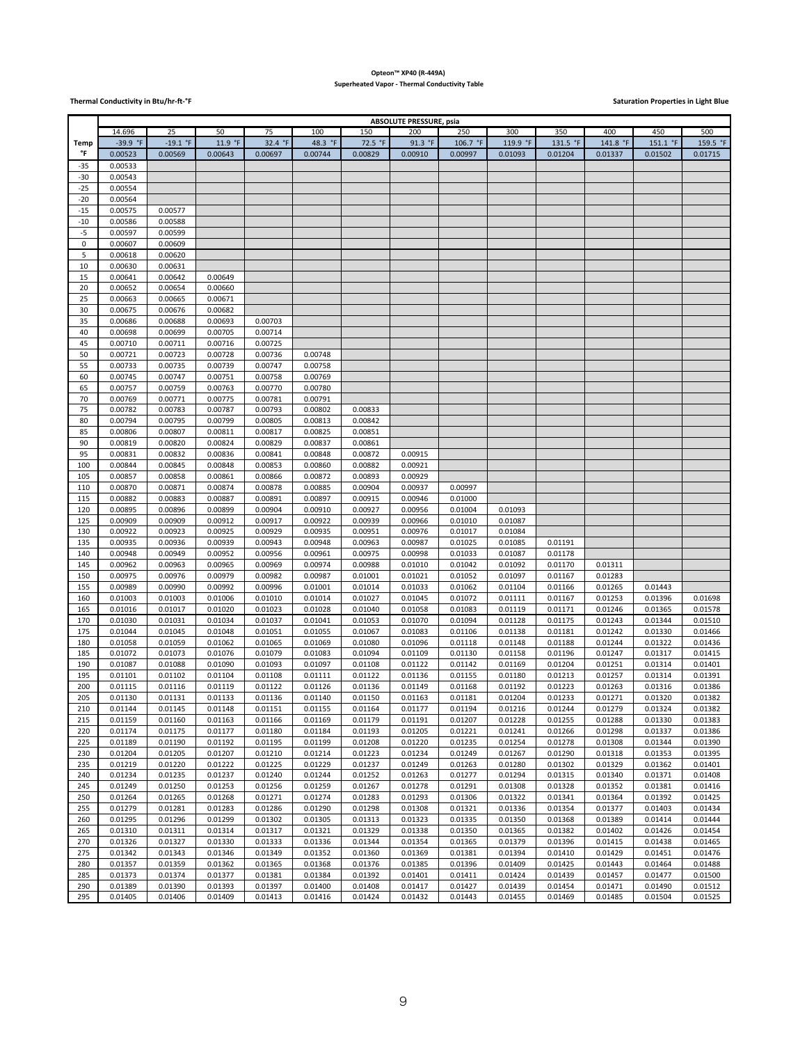**Opteon™ XP40 (R-449A)**

**Superheated Vapor - Thermal Conductivity Table**

**Thermal Conductivity in Btu/hr-ft-°F**

**Saturation Properties in Light Blue**

| | ABSOLUTE PRESSURE, psia | | | | | | | | | | | | |
|---|---|---|---|---|---|---|---|---|---|---|---|---|---|
| | 14.696 | 25 | 50 | 75 | 100 | 150 | 200 | 250 | 300 | 350 | 400 | 450 | 500 |
| **Temp** | -39.9 °F | -19.1 °F | 11.9 °F | 32.4 °F | 48.3 °F | 72.5 °F | 91.3 °F | 106.7 °F | 119.9 °F | 131.5 °F | 141.8 °F | 151.1 °F | 159.5 °F |
| **°F** | 0.00523 | 0.00569 | 0.00643 | 0.00697 | 0.00744 | 0.00829 | 0.00910 | 0.00997 | 0.01093 | 0.01204 | 0.01337 | 0.01502 | 0.01715 |
| -35 | 0.00533 | | | | | | | | | | | | |
| -30 | 0.00543 | | | | | | | | | | | | |
| -25 | 0.00554 | | | | | | | | | | | | |
| -20 | 0.00564 | | | | | | | | | | | | |
| -15 | 0.00575 | 0.00577 | | | | | | | | | | | |
| -10 | 0.00586 | 0.00588 | | | | | | | | | | | |
| -5 | 0.00597 | 0.00599 | | | | | | | | | | | |
| 0 | 0.00607 | 0.00609 | | | | | | | | | | | |
| 5 | 0.00618 | 0.00620 | | | | | | | | | | | |
| 10 | 0.00630 | 0.00631 | | | | | | | | | | | |
| 15 | 0.00641 | 0.00642 | 0.00649 | | | | | | | | | | |
| 20 | 0.00652 | 0.00654 | 0.00660 | | | | | | | | | | |
| 25 | 0.00663 | 0.00665 | 0.00671 | | | | | | | | | | |
| 30 | 0.00675 | 0.00676 | 0.00682 | | | | | | | | | | |
| 35 | 0.00686 | 0.00688 | 0.00693 | 0.00703 | | | | | | | | | |
| 40 | 0.00698 | 0.00699 | 0.00705 | 0.00714 | | | | | | | | | |
| 45 | 0.00710 | 0.00711 | 0.00716 | 0.00725 | | | | | | | | | |
| 50 | 0.00721 | 0.00723 | 0.00728 | 0.00736 | 0.00748 | | | | | | | | |
| 55 | 0.00733 | 0.00735 | 0.00739 | 0.00747 | 0.00758 | | | | | | | | |
| 60 | 0.00745 | 0.00747 | 0.00751 | 0.00758 | 0.00769 | | | | | | | | |
| 65 | 0.00757 | 0.00759 | 0.00763 | 0.00770 | 0.00780 | | | | | | | | |
| 70 | 0.00769 | 0.00771 | 0.00775 | 0.00781 | 0.00791 | | | | | | | | |
| 75 | 0.00782 | 0.00783 | 0.00787 | 0.00793 | 0.00802 | 0.00833 | | | | | | | |
| 80 | 0.00794 | 0.00795 | 0.00799 | 0.00805 | 0.00813 | 0.00842 | | | | | | | |
| 85 | 0.00806 | 0.00807 | 0.00811 | 0.00817 | 0.00825 | 0.00851 | | | | | | | |
| 90 | 0.00819 | 0.00820 | 0.00824 | 0.00829 | 0.00837 | 0.00861 | | | | | | | |
| 95 | 0.00831 | 0.00832 | 0.00836 | 0.00841 | 0.00848 | 0.00872 | 0.00915 | | | | | | |
| 100 | 0.00844 | 0.00845 | 0.00848 | 0.00853 | 0.00860 | 0.00882 | 0.00921 | | | | | | |
| 105 | 0.00857 | 0.00858 | 0.00861 | 0.00866 | 0.00872 | 0.00893 | 0.00929 | | | | | | |
| 110 | 0.00870 | 0.00871 | 0.00874 | 0.00878 | 0.00885 | 0.00904 | 0.00937 | 0.00997 | | | | | |
| 115 | 0.00882 | 0.00883 | 0.00887 | 0.00891 | 0.00897 | 0.00915 | 0.00946 | 0.01000 | | | | | |
| 120 | 0.00895 | 0.00896 | 0.00899 | 0.00904 | 0.00910 | 0.00927 | 0.00956 | 0.01004 | 0.01093 | | | | |
| 125 | 0.00909 | 0.00909 | 0.00912 | 0.00917 | 0.00922 | 0.00939 | 0.00966 | 0.01010 | 0.01087 | | | | |
| 130 | 0.00922 | 0.00923 | 0.00925 | 0.00929 | 0.00935 | 0.00951 | 0.00976 | 0.01017 | 0.01084 | | | | |
| 135 | 0.00935 | 0.00936 | 0.00939 | 0.00943 | 0.00948 | 0.00963 | 0.00987 | 0.01025 | 0.01085 | 0.01191 | | | |
| 140 | 0.00948 | 0.00949 | 0.00952 | 0.00956 | 0.00961 | 0.00975 | 0.00998 | 0.01033 | 0.01087 | 0.01178 | | | |
| 145 | 0.00962 | 0.00963 | 0.00965 | 0.00969 | 0.00974 | 0.00988 | 0.01010 | 0.01042 | 0.01092 | 0.01170 | 0.01311 | | |
| 150 | 0.00975 | 0.00976 | 0.00979 | 0.00982 | 0.00987 | 0.01001 | 0.01021 | 0.01052 | 0.01097 | 0.01167 | 0.01283 | | |
| 155 | 0.00989 | 0.00990 | 0.00992 | 0.00996 | 0.01001 | 0.01014 | 0.01033 | 0.01062 | 0.01104 | 0.01166 | 0.01265 | 0.01443 | |
| 160 | 0.01003 | 0.01003 | 0.01006 | 0.01010 | 0.01014 | 0.01027 | 0.01045 | 0.01072 | 0.01111 | 0.01167 | 0.01253 | 0.01396 | 0.01698 |
| 165 | 0.01016 | 0.01017 | 0.01020 | 0.01023 | 0.01028 | 0.01040 | 0.01058 | 0.01083 | 0.01119 | 0.01171 | 0.01246 | 0.01365 | 0.01578 |
| 170 | 0.01030 | 0.01031 | 0.01034 | 0.01037 | 0.01041 | 0.01053 | 0.01070 | 0.01094 | 0.01128 | 0.01175 | 0.01243 | 0.01344 | 0.01510 |
| 175 | 0.01044 | 0.01045 | 0.01048 | 0.01051 | 0.01055 | 0.01067 | 0.01083 | 0.01106 | 0.01138 | 0.01181 | 0.01242 | 0.01330 | 0.01466 |
| 180 | 0.01058 | 0.01059 | 0.01062 | 0.01065 | 0.01069 | 0.01080 | 0.01096 | 0.01118 | 0.01148 | 0.01188 | 0.01244 | 0.01322 | 0.01436 |
| 185 | 0.01072 | 0.01073 | 0.01076 | 0.01079 | 0.01083 | 0.01094 | 0.01109 | 0.01130 | 0.01158 | 0.01196 | 0.01247 | 0.01317 | 0.01415 |
| 190 | 0.01087 | 0.01088 | 0.01090 | 0.01093 | 0.01097 | 0.01108 | 0.01122 | 0.01142 | 0.01169 | 0.01204 | 0.01251 | 0.01314 | 0.01401 |
| 195 | 0.01101 | 0.01102 | 0.01104 | 0.01108 | 0.01111 | 0.01122 | 0.01136 | 0.01155 | 0.01180 | 0.01213 | 0.01257 | 0.01314 | 0.01391 |
| 200 | 0.01115 | 0.01116 | 0.01119 | 0.01122 | 0.01126 | 0.01136 | 0.01149 | 0.01168 | 0.01192 | 0.01223 | 0.01263 | 0.01316 | 0.01386 |
| 205 | 0.01130 | 0.01131 | 0.01133 | 0.01136 | 0.01140 | 0.01150 | 0.01163 | 0.01181 | 0.01204 | 0.01233 | 0.01271 | 0.01320 | 0.01382 |
| 210 | 0.01144 | 0.01145 | 0.01148 | 0.01151 | 0.01155 | 0.01164 | 0.01177 | 0.01194 | 0.01216 | 0.01244 | 0.01279 | 0.01324 | 0.01382 |
| 215 | 0.01159 | 0.01160 | 0.01163 | 0.01166 | 0.01169 | 0.01179 | 0.01191 | 0.01207 | 0.01228 | 0.01255 | 0.01288 | 0.01330 | 0.01383 |
| 220 | 0.01174 | 0.01175 | 0.01177 | 0.01180 | 0.01184 | 0.01193 | 0.01205 | 0.01221 | 0.01241 | 0.01266 | 0.01298 | 0.01337 | 0.01386 |
| 225 | 0.01189 | 0.01190 | 0.01192 | 0.01195 | 0.01199 | 0.01208 | 0.01220 | 0.01235 | 0.01254 | 0.01278 | 0.01308 | 0.01344 | 0.01390 |
| 230 | 0.01204 | 0.01205 | 0.01207 | 0.01210 | 0.01214 | 0.01223 | 0.01234 | 0.01249 | 0.01267 | 0.01290 | 0.01318 | 0.01353 | 0.01395 |
| 235 | 0.01219 | 0.01220 | 0.01222 | 0.01225 | 0.01229 | 0.01237 | 0.01249 | 0.01263 | 0.01280 | 0.01302 | 0.01329 | 0.01362 | 0.01401 |
| 240 | 0.01234 | 0.01235 | 0.01237 | 0.01240 | 0.01244 | 0.01252 | 0.01263 | 0.01277 | 0.01294 | 0.01315 | 0.01340 | 0.01371 | 0.01408 |
| 245 | 0.01249 | 0.01250 | 0.01253 | 0.01256 | 0.01259 | 0.01267 | 0.01278 | 0.01291 | 0.01308 | 0.01328 | 0.01352 | 0.01381 | 0.01416 |
| 250 | 0.01264 | 0.01265 | 0.01268 | 0.01271 | 0.01274 | 0.01283 | 0.01293 | 0.01306 | 0.01322 | 0.01341 | 0.01364 | 0.01392 | 0.01425 |
| 255 | 0.01279 | 0.01281 | 0.01283 | 0.01286 | 0.01290 | 0.01298 | 0.01308 | 0.01321 | 0.01336 | 0.01354 | 0.01377 | 0.01403 | 0.01434 |
| 260 | 0.01295 | 0.01296 | 0.01299 | 0.01302 | 0.01305 | 0.01313 | 0.01323 | 0.01335 | 0.01350 | 0.01368 | 0.01389 | 0.01414 | 0.01444 |
| 265 | 0.01310 | 0.01311 | 0.01314 | 0.01317 | 0.01321 | 0.01329 | 0.01338 | 0.01350 | 0.01365 | 0.01382 | 0.01402 | 0.01426 | 0.01454 |
| 270 | 0.01326 | 0.01327 | 0.01330 | 0.01333 | 0.01336 | 0.01344 | 0.01354 | 0.01365 | 0.01379 | 0.01396 | 0.01415 | 0.01438 | 0.01465 |
| 275 | 0.01342 | 0.01343 | 0.01346 | 0.01349 | 0.01352 | 0.01360 | 0.01369 | 0.01381 | 0.01394 | 0.01410 | 0.01429 | 0.01451 | 0.01476 |
| 280 | 0.01357 | 0.01359 | 0.01362 | 0.01365 | 0.01368 | 0.01376 | 0.01385 | 0.01396 | 0.01409 | 0.01425 | 0.01443 | 0.01464 | 0.01488 |
| 285 | 0.01373 | 0.01374 | 0.01377 | 0.01381 | 0.01384 | 0.01392 | 0.01401 | 0.01411 | 0.01424 | 0.01439 | 0.01457 | 0.01477 | 0.01500 |
| 290 | 0.01389 | 0.01390 | 0.01393 | 0.01397 | 0.01400 | 0.01408 | 0.01417 | 0.01427 | 0.01439 | 0.01454 | 0.01471 | 0.01490 | 0.01512 |
| 295 | 0.01405 | 0.01406 | 0.01409 | 0.01413 | 0.01416 | 0.01424 | 0.01432 | 0.01443 | 0.01455 | 0.01469 | 0.01485 | 0.01504 | 0.01525 |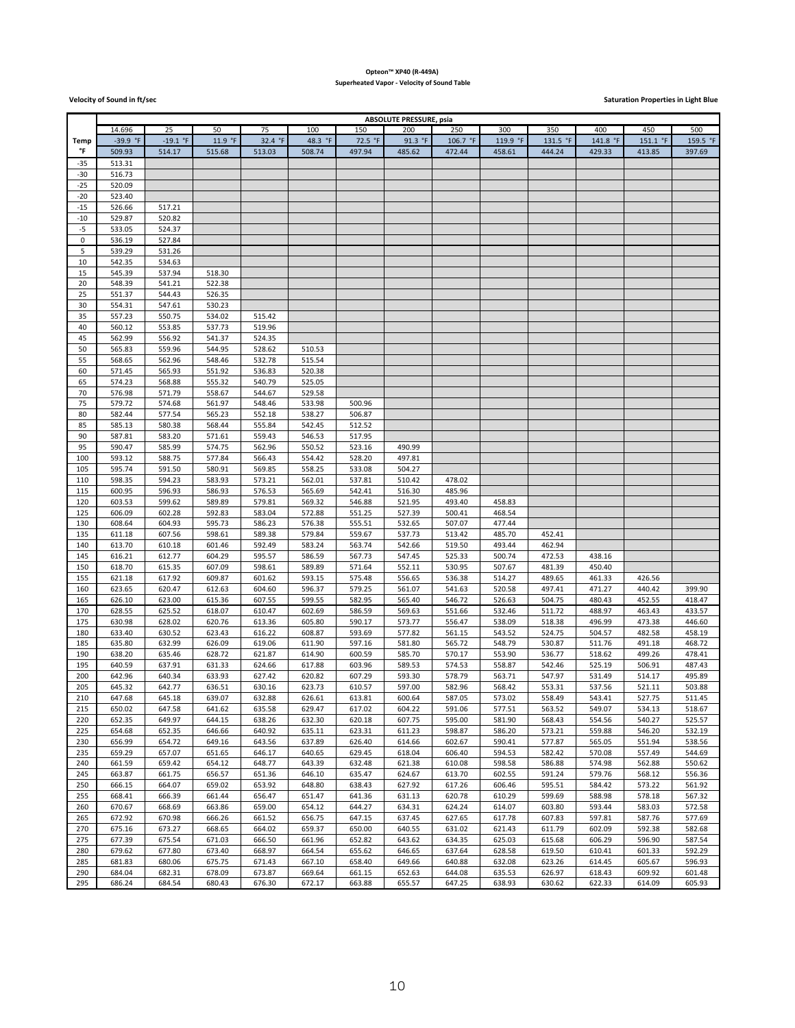**Opteon™ XP40 (R-449A)**

**Superheated Vapor - Velocity of Sound Table**

**Velocity of Sound in ft/sec**

**Saturation Properties in Light Blue**

| Temp °F | 14.696 | 25 | 50 | 75 | 100 | 150 | 200 | 250 | 300 | 350 | 400 | 450 | 500 |
|---|---|---|---|---|---|---|---|---|---|---|---|---|---|
| | -39.9 °F | -19.1 °F | 11.9 °F | 32.4 °F | 48.3 °F | 72.5 °F | 91.3 °F | 106.7 °F | 119.9 °F | 131.5 °F | 141.8 °F | 151.1 °F | 159.5 °F |
| | 509.93 | 514.17 | 515.68 | 513.03 | 508.74 | 497.94 | 485.62 | 472.44 | 458.61 | 444.24 | 429.33 | 413.85 | 397.69 |
| -35 | 513.31 | | | | | | | | | | | | |
| -30 | 516.73 | | | | | | | | | | | | |
| -25 | 520.09 | | | | | | | | | | | | |
| -20 | 523.40 | | | | | | | | | | | | |
| -15 | 526.66 | 517.21 | | | | | | | | | | | |
| -10 | 529.87 | 520.82 | | | | | | | | | | | |
| -5 | 533.05 | 524.37 | | | | | | | | | | | |
| 0 | 536.19 | 527.84 | | | | | | | | | | | |
| 5 | 539.29 | 531.26 | | | | | | | | | | | |
| 10 | 542.35 | 534.63 | | | | | | | | | | | |
| 15 | 545.39 | 537.94 | 518.30 | | | | | | | | | | |
| 20 | 548.39 | 541.21 | 522.38 | | | | | | | | | | |
| 25 | 551.37 | 544.43 | 526.35 | | | | | | | | | | |
| 30 | 554.31 | 547.61 | 530.23 | | | | | | | | | | |
| 35 | 557.23 | 550.75 | 534.02 | 515.42 | | | | | | | | | |
| 40 | 560.12 | 553.85 | 537.73 | 519.96 | | | | | | | | | |
| 45 | 562.99 | 556.92 | 541.37 | 524.35 | | | | | | | | | |
| 50 | 565.83 | 559.96 | 544.95 | 528.62 | 510.53 | | | | | | | | |
| 55 | 568.65 | 562.96 | 548.46 | 532.78 | 515.54 | | | | | | | | |
| 60 | 571.45 | 565.93 | 551.92 | 536.83 | 520.38 | | | | | | | | |
| 65 | 574.23 | 568.88 | 555.32 | 540.79 | 525.05 | | | | | | | | |
| 70 | 576.98 | 571.79 | 558.67 | 544.67 | 529.58 | | | | | | | | |
| 75 | 579.72 | 574.68 | 561.97 | 548.46 | 533.98 | 500.96 | | | | | | | |
| 80 | 582.44 | 577.54 | 565.23 | 552.18 | 538.27 | 506.87 | | | | | | | |
| 85 | 585.13 | 580.38 | 568.44 | 555.84 | 542.45 | 512.52 | | | | | | | |
| 90 | 587.81 | 583.20 | 571.61 | 559.43 | 546.53 | 517.95 | | | | | | | |
| 95 | 590.47 | 585.99 | 574.75 | 562.96 | 550.52 | 523.16 | 490.99 | | | | | | |
| 100 | 593.12 | 588.75 | 577.84 | 566.43 | 554.42 | 528.20 | 497.81 | | | | | | |
| 105 | 595.74 | 591.50 | 580.91 | 569.85 | 558.25 | 533.08 | 504.27 | | | | | | |
| 110 | 598.35 | 594.23 | 583.93 | 573.21 | 562.01 | 537.81 | 510.42 | 478.02 | | | | | |
| 115 | 600.95 | 596.93 | 586.93 | 576.53 | 565.69 | 542.41 | 516.30 | 485.96 | | | | | |
| 120 | 603.53 | 599.62 | 589.89 | 579.81 | 569.32 | 546.88 | 521.95 | 493.40 | 458.83 | | | | |
| 125 | 606.09 | 602.28 | 592.83 | 583.04 | 572.88 | 551.25 | 527.39 | 500.41 | 468.54 | | | | |
| 130 | 608.64 | 604.93 | 595.73 | 586.23 | 576.38 | 555.51 | 532.65 | 507.07 | 477.44 | | | | |
| 135 | 611.18 | 607.56 | 598.61 | 589.38 | 579.84 | 559.67 | 537.73 | 513.42 | 485.70 | 452.41 | | | |
| 140 | 613.70 | 610.18 | 601.46 | 592.49 | 583.24 | 563.74 | 542.66 | 519.50 | 493.44 | 462.94 | | | |
| 145 | 616.21 | 612.77 | 604.29 | 595.57 | 586.59 | 567.73 | 547.45 | 525.33 | 500.74 | 472.53 | 438.16 | | |
| 150 | 618.70 | 615.35 | 607.09 | 598.61 | 589.89 | 571.64 | 552.11 | 530.95 | 507.67 | 481.39 | 450.40 | | |
| 155 | 621.18 | 617.92 | 609.87 | 601.62 | 593.15 | 575.48 | 556.65 | 536.38 | 514.27 | 489.65 | 461.33 | 426.56 | |
| 160 | 623.65 | 620.47 | 612.63 | 604.60 | 596.37 | 579.25 | 561.07 | 541.63 | 520.58 | 497.41 | 471.27 | 440.42 | 399.90 |
| 165 | 626.10 | 623.00 | 615.36 | 607.55 | 599.55 | 582.95 | 565.40 | 546.72 | 526.63 | 504.75 | 480.43 | 452.55 | 418.47 |
| 170 | 628.55 | 625.52 | 618.07 | 610.47 | 602.69 | 586.59 | 569.63 | 551.66 | 532.46 | 511.72 | 488.97 | 463.43 | 433.57 |
| 175 | 630.98 | 628.02 | 620.76 | 613.36 | 605.80 | 590.17 | 573.77 | 556.47 | 538.09 | 518.38 | 496.99 | 473.38 | 446.60 |
| 180 | 633.40 | 630.52 | 623.43 | 616.22 | 608.87 | 593.69 | 577.82 | 561.15 | 543.52 | 524.75 | 504.57 | 482.58 | 458.19 |
| 185 | 635.80 | 632.99 | 626.09 | 619.06 | 611.90 | 597.16 | 581.80 | 565.72 | 548.79 | 530.87 | 511.76 | 491.18 | 468.72 |
| 190 | 638.20 | 635.46 | 628.72 | 621.87 | 614.90 | 600.59 | 585.70 | 570.17 | 553.90 | 536.77 | 518.62 | 499.26 | 478.41 |
| 195 | 640.59 | 637.91 | 631.33 | 624.66 | 617.88 | 603.96 | 589.53 | 574.53 | 558.87 | 542.46 | 525.19 | 506.91 | 487.43 |
| 200 | 642.96 | 640.34 | 633.93 | 627.42 | 620.82 | 607.29 | 593.30 | 578.79 | 563.71 | 547.97 | 531.49 | 514.17 | 495.89 |
| 205 | 645.32 | 642.77 | 636.51 | 630.16 | 623.73 | 610.57 | 597.00 | 582.96 | 568.42 | 553.31 | 537.56 | 521.11 | 503.88 |
| 210 | 647.68 | 645.18 | 639.07 | 632.88 | 626.61 | 613.81 | 600.64 | 587.05 | 573.02 | 558.49 | 543.41 | 527.75 | 511.45 |
| 215 | 650.02 | 647.58 | 641.62 | 635.58 | 629.47 | 617.02 | 604.22 | 591.06 | 577.51 | 563.52 | 549.07 | 534.13 | 518.67 |
| 220 | 652.35 | 649.97 | 644.15 | 638.26 | 632.30 | 620.18 | 607.75 | 595.00 | 581.90 | 568.43 | 554.56 | 540.27 | 525.57 |
| 225 | 654.68 | 652.35 | 646.66 | 640.92 | 635.11 | 623.31 | 611.23 | 598.87 | 586.20 | 573.21 | 559.88 | 546.20 | 532.19 |
| 230 | 656.99 | 654.72 | 649.16 | 643.56 | 637.89 | 626.40 | 614.66 | 602.67 | 590.41 | 577.87 | 565.05 | 551.94 | 538.56 |
| 235 | 659.29 | 657.07 | 651.65 | 646.17 | 640.65 | 629.45 | 618.04 | 606.40 | 594.53 | 582.42 | 570.08 | 557.49 | 544.69 |
| 240 | 661.59 | 659.42 | 654.12 | 648.77 | 643.39 | 632.48 | 621.38 | 610.08 | 598.58 | 586.88 | 574.98 | 562.88 | 550.62 |
| 245 | 663.87 | 661.75 | 656.57 | 651.36 | 646.10 | 635.47 | 624.67 | 613.70 | 602.55 | 591.24 | 579.76 | 568.12 | 556.36 |
| 250 | 666.15 | 664.07 | 659.02 | 653.92 | 648.80 | 638.43 | 627.92 | 617.26 | 606.46 | 595.51 | 584.42 | 573.22 | 561.92 |
| 255 | 668.41 | 666.39 | 661.44 | 656.47 | 651.47 | 641.36 | 631.13 | 620.78 | 610.29 | 599.69 | 588.98 | 578.18 | 567.32 |
| 260 | 670.67 | 668.69 | 663.86 | 659.00 | 654.12 | 644.27 | 634.31 | 624.24 | 614.07 | 603.80 | 593.44 | 583.03 | 572.58 |
| 265 | 672.92 | 670.98 | 666.26 | 661.52 | 656.75 | 647.15 | 637.45 | 627.65 | 617.78 | 607.83 | 597.81 | 587.76 | 577.69 |
| 270 | 675.16 | 673.27 | 668.65 | 664.02 | 659.37 | 650.00 | 640.55 | 631.02 | 621.43 | 611.79 | 602.09 | 592.38 | 582.68 |
| 275 | 677.39 | 675.54 | 671.03 | 666.50 | 661.96 | 652.82 | 643.62 | 634.35 | 625.03 | 615.68 | 606.29 | 596.90 | 587.54 |
| 280 | 679.62 | 677.80 | 673.40 | 668.97 | 664.54 | 655.62 | 646.65 | 637.64 | 628.58 | 619.50 | 610.41 | 601.33 | 592.29 |
| 285 | 681.83 | 680.06 | 675.75 | 671.43 | 667.10 | 658.40 | 649.66 | 640.88 | 632.08 | 623.26 | 614.45 | 605.67 | 596.93 |
| 290 | 684.04 | 682.31 | 678.09 | 673.87 | 669.64 | 661.15 | 652.63 | 644.08 | 635.53 | 626.97 | 618.43 | 609.92 | 601.48 |
| 295 | 686.24 | 684.54 | 680.43 | 676.30 | 672.17 | 663.88 | 655.57 | 647.25 | 638.93 | 630.62 | 622.33 | 614.09 | 605.93 |

Column headers: ABSOLUTE PRESSURE, psia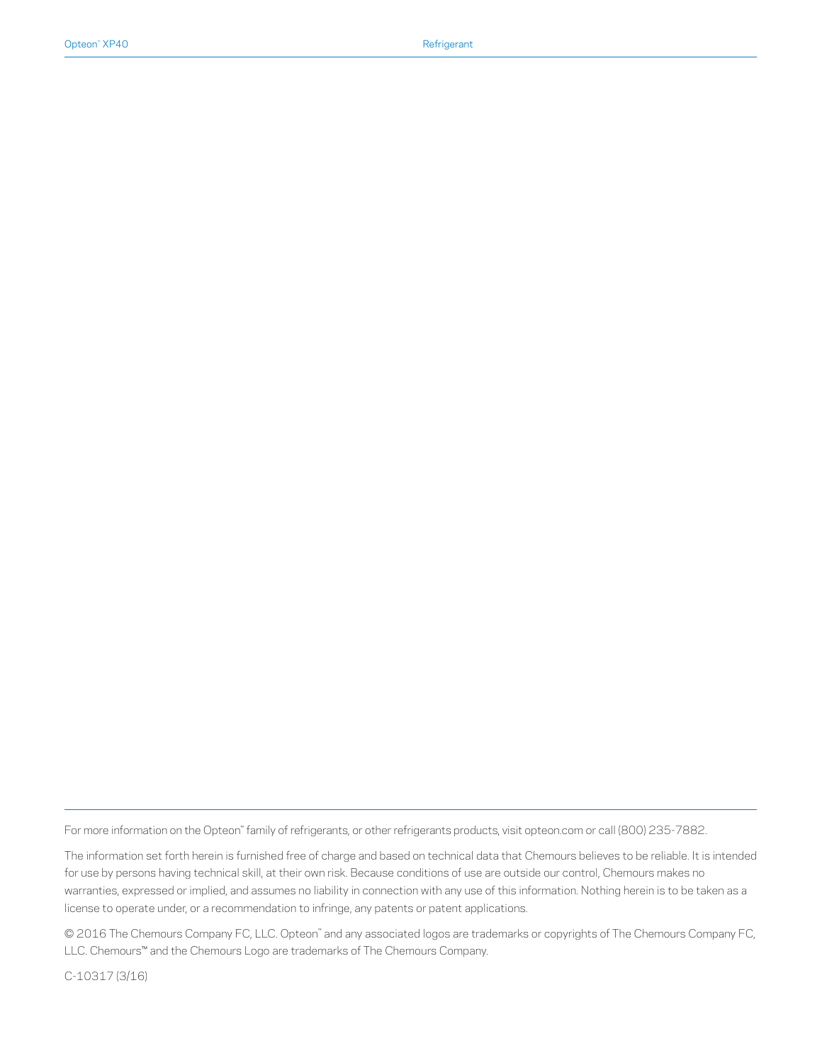For more information on the Opteon™ family of refrigerants, or other refrigerants products, visit opteon.com or call (800) 235-7882.

The information set forth herein is furnished free of charge and based on technical data that Chemours believes to be reliable. It is intended for use by persons having technical skill, at their own risk. Because conditions of use are outside our control, Chemours makes no warranties, expressed or implied, and assumes no liability in connection with any use of this information. Nothing herein is to be taken as a license to operate under, or a recommendation to infringe, any patents or patent applications.

© 2016 The Chemours Company FC, LLC. Opteon™ and any associated logos are trademarks or copyrights of The Chemours Company FC, LLC. Chemours™ and the Chemours Logo are trademarks of The Chemours Company.

C-10317 (3/16)